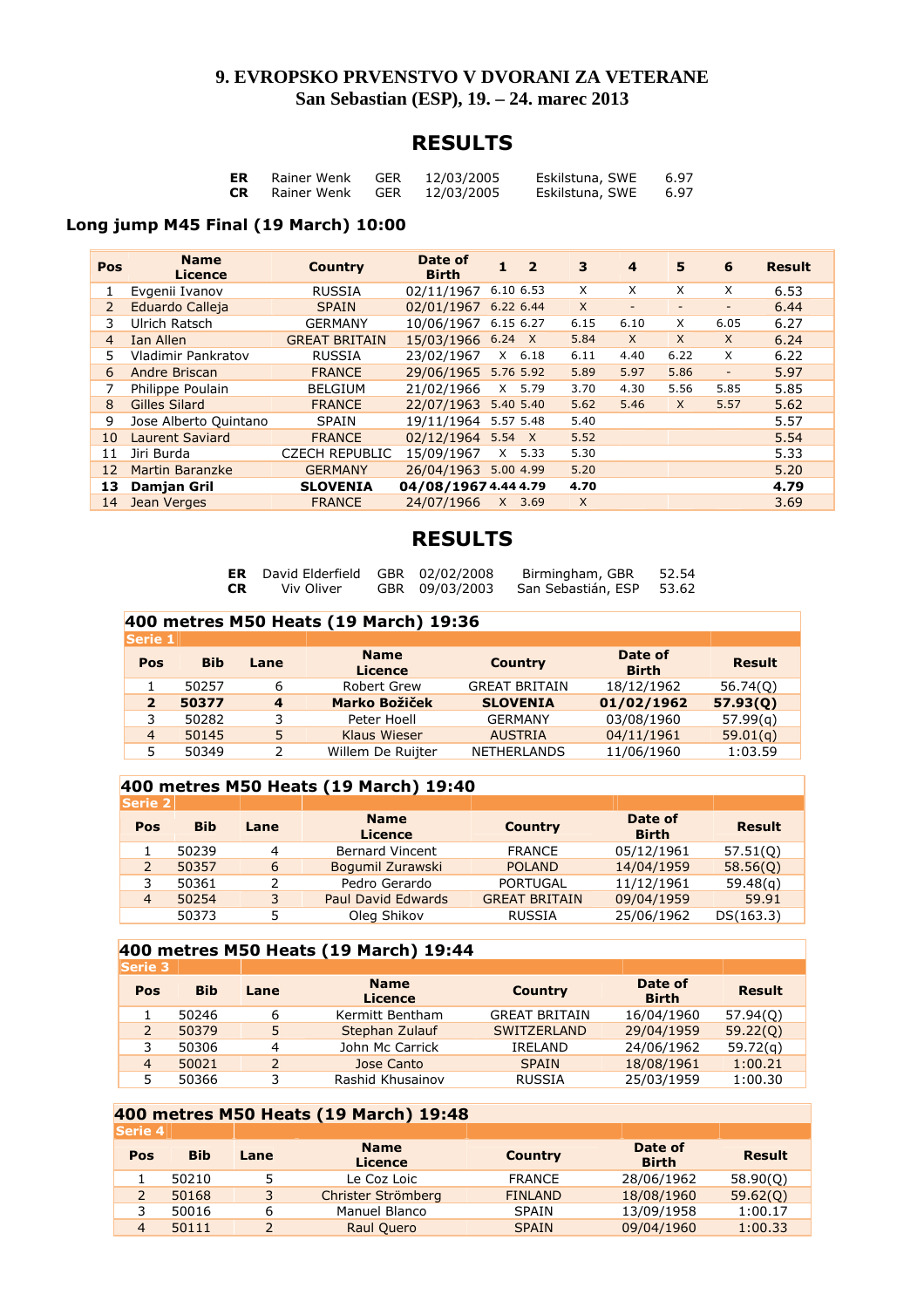# 9. EVROPSKO PRVENSTVO V DVORANI ZA VETERANE
## San Sebastian (ESP), 19. – 24. marec 2013

## RESULTS

| | | | | | |
|---|---|---|---|---|---|
| ER | Rainer Wenk | GER | 12/03/2005 | Eskilstuna, SWE | 6.97 |
| CR | Rainer Wenk | GER | 12/03/2005 | Eskilstuna, SWE | 6.97 |

### Long jump M45 Final (19 March) 10:00

| Pos | Name Licence | Country | Date of Birth | 1 | 2 | 3 | 4 | 5 | 6 | Result |
|---|---|---|---|---|---|---|---|---|---|---|
| 1 | Evgenii Ivanov | RUSSIA | 02/11/1967 | 6.10 | 6.53 | X | X | X | X | 6.53 |
| 2 | Eduardo Calleja | SPAIN | 02/01/1967 | 6.22 | 6.44 | X | - | - | - | 6.44 |
| 3 | Ulrich Ratsch | GERMANY | 10/06/1967 | 6.15 | 6.27 | 6.15 | 6.10 | X | 6.05 | 6.27 |
| 4 | Ian Allen | GREAT BRITAIN | 15/03/1966 | 6.24 | X | 5.84 | X | X | X | 6.24 |
| 5 | Vladimir Pankratov | RUSSIA | 23/02/1967 | X | 6.18 | 6.11 | 4.40 | 6.22 | X | 6.22 |
| 6 | Andre Briscan | FRANCE | 29/06/1965 | 5.76 | 5.92 | 5.89 | 5.97 | 5.86 | - | 5.97 |
| 7 | Philippe Poulain | BELGIUM | 21/02/1966 | X | 5.79 | 3.70 | 4.30 | 5.56 | 5.85 | 5.85 |
| 8 | Gilles Silard | FRANCE | 22/07/1963 | 5.40 | 5.40 | 5.62 | 5.46 | X | 5.57 | 5.62 |
| 9 | Jose Alberto Quintano | SPAIN | 19/11/1964 | 5.57 | 5.48 | 5.40 | | | | 5.57 |
| 10 | Laurent Saviard | FRANCE | 02/12/1964 | 5.54 | X | 5.52 | | | | 5.54 |
| 11 | Jiri Burda | CZECH REPUBLIC | 15/09/1967 | X | 5.33 | 5.30 | | | | 5.33 |
| 12 | Martin Baranzke | GERMANY | 26/04/1963 | 5.00 | 4.99 | 5.20 | | | | 5.20 |
| **13** | **Damjan Gril** | **SLOVENIA** | **04/08/1967** | **4.44** | **4.79** | **4.70** | | | | **4.79** |
| 14 | Jean Verges | FRANCE | 24/07/1966 | X | 3.69 | X | | | | 3.69 |

## RESULTS

| | | | | | |
|---|---|---|---|---|---|
| ER | David Elderfield | GBR | 02/02/2008 | Birmingham, GBR | 52.54 |
| CR | Viv Oliver | GBR | 09/03/2003 | San Sebastián, ESP | 53.62 |

### 400 metres M50 Heats (19 March) 19:36

Serie 1

| Pos | Bib | Lane | Name Licence | Country | Date of Birth | Result |
|---|---|---|---|---|---|---|
| 1 | 50257 | 6 | Robert Grew | GREAT BRITAIN | 18/12/1962 | 56.74(Q) |
| **2** | **50377** | **4** | **Marko Božiček** | **SLOVENIA** | **01/02/1962** | **57.93(Q)** |
| 3 | 50282 | 3 | Peter Hoell | GERMANY | 03/08/1960 | 57.99(q) |
| 4 | 50145 | 5 | Klaus Wieser | AUSTRIA | 04/11/1961 | 59.01(q) |
| 5 | 50349 | 2 | Willem De Ruijter | NETHERLANDS | 11/06/1960 | 1:03.59 |

### 400 metres M50 Heats (19 March) 19:40

Serie 2

| Pos | Bib | Lane | Name Licence | Country | Date of Birth | Result |
|---|---|---|---|---|---|---|
| 1 | 50239 | 4 | Bernard Vincent | FRANCE | 05/12/1961 | 57.51(Q) |
| 2 | 50357 | 6 | Bogumil Zurawski | POLAND | 14/04/1959 | 58.56(Q) |
| 3 | 50361 | 2 | Pedro Gerardo | PORTUGAL | 11/12/1961 | 59.48(q) |
| 4 | 50254 | 3 | Paul David Edwards | GREAT BRITAIN | 09/04/1959 | 59.91 |
| | 50373 | 5 | Oleg Shikov | RUSSIA | 25/06/1962 | DS(163.3) |

### 400 metres M50 Heats (19 March) 19:44

Serie 3

| Pos | Bib | Lane | Name Licence | Country | Date of Birth | Result |
|---|---|---|---|---|---|---|
| 1 | 50246 | 6 | Kermitt Bentham | GREAT BRITAIN | 16/04/1960 | 57.94(Q) |
| 2 | 50379 | 5 | Stephan Zulauf | SWITZERLAND | 29/04/1959 | 59.22(Q) |
| 3 | 50306 | 4 | John Mc Carrick | IRELAND | 24/06/1962 | 59.72(q) |
| 4 | 50021 | 2 | Jose Canto | SPAIN | 18/08/1961 | 1:00.21 |
| 5 | 50366 | 3 | Rashid Khusainov | RUSSIA | 25/03/1959 | 1:00.30 |

### 400 metres M50 Heats (19 March) 19:48

Serie 4

| Pos | Bib | Lane | Name Licence | Country | Date of Birth | Result |
|---|---|---|---|---|---|---|
| 1 | 50210 | 5 | Le Coz Loic | FRANCE | 28/06/1962 | 58.90(Q) |
| 2 | 50168 | 3 | Christer Strömberg | FINLAND | 18/08/1960 | 59.62(Q) |
| 3 | 50016 | 6 | Manuel Blanco | SPAIN | 13/09/1958 | 1:00.17 |
| 4 | 50111 | 2 | Raul Quero | SPAIN | 09/04/1960 | 1:00.33 |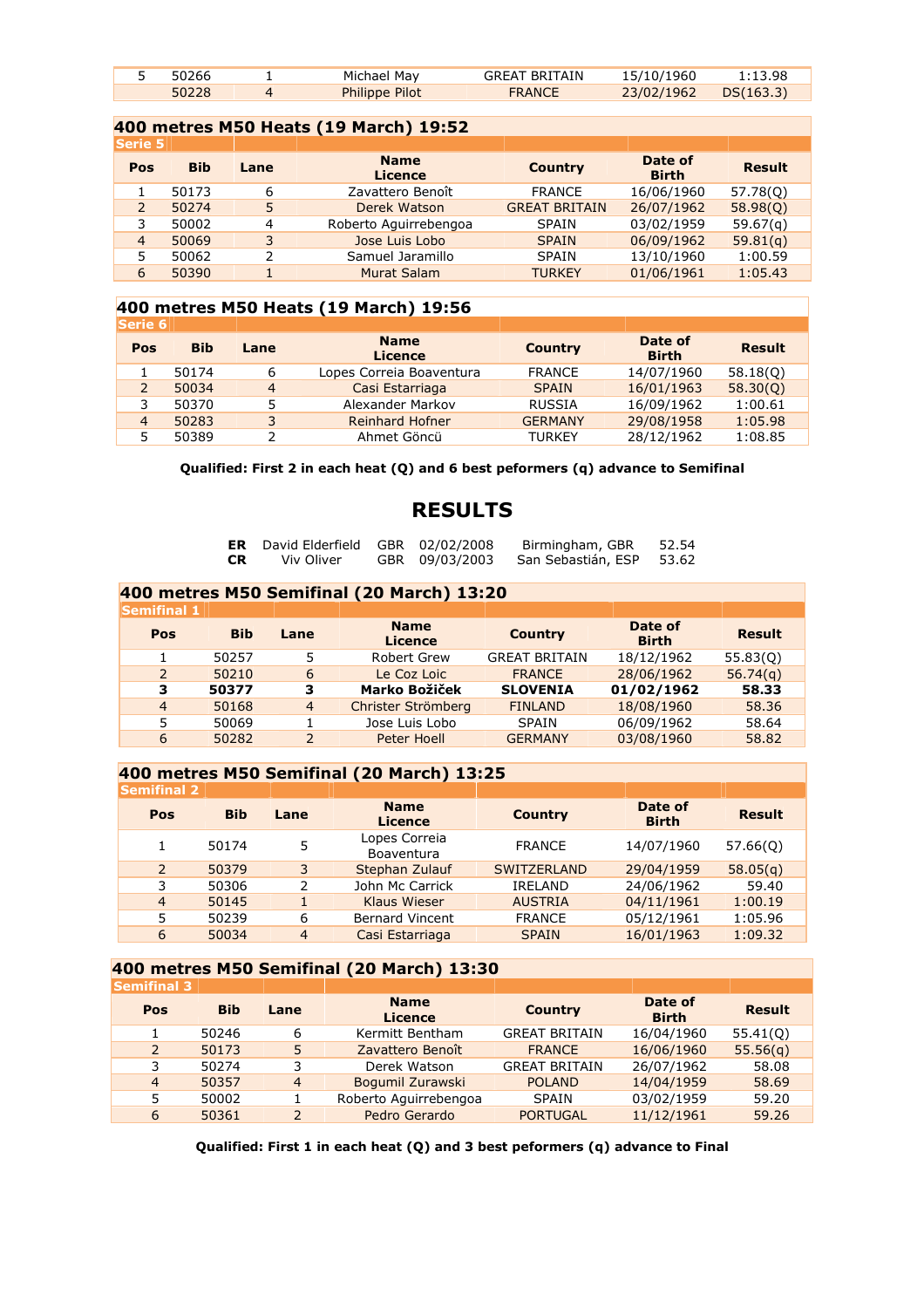| Pos | Bib | Lane | Name Licence | Country | Date of Birth | Result |
|---|---|---|---|---|---|---|
| 5 | 50266 | 1 | Michael May | GREAT BRITAIN | 15/10/1960 | 1:13.98 |
| | 50228 | 4 | Philippe Pilot | FRANCE | 23/02/1962 | DS(163.3) |

## 400 metres M50 Heats (19 March) 19:52

**Serie 5**

| Pos | Bib | Lane | Name Licence | Country | Date of Birth | Result |
|---|---|---|---|---|---|---|
| 1 | 50173 | 6 | Zavattero Benoît | FRANCE | 16/06/1960 | 57.78(Q) |
| 2 | 50274 | 5 | Derek Watson | GREAT BRITAIN | 26/07/1962 | 58.98(Q) |
| 3 | 50002 | 4 | Roberto Aguirrebengoa | SPAIN | 03/02/1959 | 59.67(q) |
| 4 | 50069 | 3 | Jose Luis Lobo | SPAIN | 06/09/1962 | 59.81(q) |
| 5 | 50062 | 2 | Samuel Jaramillo | SPAIN | 13/10/1960 | 1:00.59 |
| 6 | 50390 | 1 | Murat Salam | TURKEY | 01/06/1961 | 1:05.43 |

## 400 metres M50 Heats (19 March) 19:56

**Serie 6**

| Pos | Bib | Lane | Name Licence | Country | Date of Birth | Result |
|---|---|---|---|---|---|---|
| 1 | 50174 | 6 | Lopes Correia Boaventura | FRANCE | 14/07/1960 | 58.18(Q) |
| 2 | 50034 | 4 | Casi Estarriaga | SPAIN | 16/01/1963 | 58.30(Q) |
| 3 | 50370 | 5 | Alexander Markov | RUSSIA | 16/09/1962 | 1:00.61 |
| 4 | 50283 | 3 | Reinhard Hofner | GERMANY | 29/08/1958 | 1:05.98 |
| 5 | 50389 | 2 | Ahmet Göncü | TURKEY | 28/12/1962 | 1:08.85 |

**Qualified: First 2 in each heat (Q) and 6 best peformers (q) advance to Semifinal**

# RESULTS

| | | | | | |
|---|---|---|---|---|---|
| **ER** | David Elderfield | GBR | 02/02/2008 | Birmingham, GBR | 52.54 |
| **CR** | Viv Oliver | GBR | 09/03/2003 | San Sebastián, ESP | 53.62 |

## 400 metres M50 Semifinal (20 March) 13:20

**Semifinal 1**

| Pos | Bib | Lane | Name Licence | Country | Date of Birth | Result |
|---|---|---|---|---|---|---|
| 1 | 50257 | 5 | Robert Grew | GREAT BRITAIN | 18/12/1962 | 55.83(Q) |
| 2 | 50210 | 6 | Le Coz Loic | FRANCE | 28/06/1962 | 56.74(q) |
| **3** | **50377** | **3** | **Marko Božiček** | **SLOVENIA** | **01/02/1962** | **58.33** |
| 4 | 50168 | 4 | Christer Strömberg | FINLAND | 18/08/1960 | 58.36 |
| 5 | 50069 | 1 | Jose Luis Lobo | SPAIN | 06/09/1962 | 58.64 |
| 6 | 50282 | 2 | Peter Hoell | GERMANY | 03/08/1960 | 58.82 |

## 400 metres M50 Semifinal (20 March) 13:25

**Semifinal 2**

| Pos | Bib | Lane | Name Licence | Country | Date of Birth | Result |
|---|---|---|---|---|---|---|
| 1 | 50174 | 5 | Lopes Correia Boaventura | FRANCE | 14/07/1960 | 57.66(Q) |
| 2 | 50379 | 3 | Stephan Zulauf | SWITZERLAND | 29/04/1959 | 58.05(q) |
| 3 | 50306 | 2 | John Mc Carrick | IRELAND | 24/06/1962 | 59.40 |
| 4 | 50145 | 1 | Klaus Wieser | AUSTRIA | 04/11/1961 | 1:00.19 |
| 5 | 50239 | 6 | Bernard Vincent | FRANCE | 05/12/1961 | 1:05.96 |
| 6 | 50034 | 4 | Casi Estarriaga | SPAIN | 16/01/1963 | 1:09.32 |

## 400 metres M50 Semifinal (20 March) 13:30

**Semifinal 3**

| Pos | Bib | Lane | Name Licence | Country | Date of Birth | Result |
|---|---|---|---|---|---|---|
| 1 | 50246 | 6 | Kermitt Bentham | GREAT BRITAIN | 16/04/1960 | 55.41(Q) |
| 2 | 50173 | 5 | Zavattero Benoît | FRANCE | 16/06/1960 | 55.56(q) |
| 3 | 50274 | 3 | Derek Watson | GREAT BRITAIN | 26/07/1962 | 58.08 |
| 4 | 50357 | 4 | Bogumil Zurawski | POLAND | 14/04/1959 | 58.69 |
| 5 | 50002 | 1 | Roberto Aguirrebengoa | SPAIN | 03/02/1959 | 59.20 |
| 6 | 50361 | 2 | Pedro Gerardo | PORTUGAL | 11/12/1961 | 59.26 |

**Qualified: First 1 in each heat (Q) and 3 best peformers (q) advance to Final**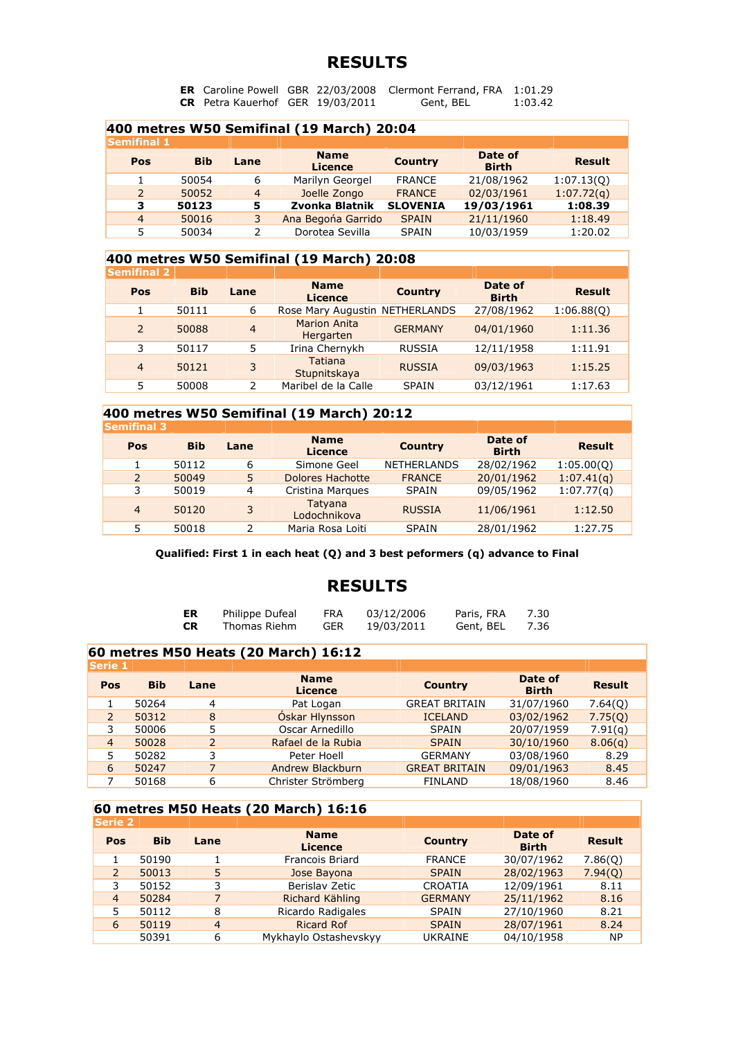# RESULTS

| | | | | | |
|---|---|---|---|---|---|
| **ER** | Caroline Powell | GBR | 22/03/2008 | Clermont Ferrand, FRA | 1:01.29 |
| **CR** | Petra Kauerhof | GER | 19/03/2011 | Gent, BEL | 1:03.42 |

## 400 metres W50 Semifinal (19 March) 20:04

**Semifinal 1**

| Pos | Bib | Lane | Name Licence | Country | Date of Birth | Result |
|---|---|---|---|---|---|---|
| 1 | 50054 | 6 | Marilyn Georgel | FRANCE | 21/08/1962 | 1:07.13(Q) |
| 2 | 50052 | 4 | Joelle Zongo | FRANCE | 02/03/1961 | 1:07.72(q) |
| **3** | **50123** | **5** | **Zvonka Blatnik** | **SLOVENIA** | **19/03/1961** | **1:08.39** |
| 4 | 50016 | 3 | Ana Begoña Garrido | SPAIN | 21/11/1960 | 1:18.49 |
| 5 | 50034 | 2 | Dorotea Sevilla | SPAIN | 10/03/1959 | 1:20.02 |

## 400 metres W50 Semifinal (19 March) 20:08

**Semifinal 2**

| Pos | Bib | Lane | Name Licence | Country | Date of Birth | Result |
|---|---|---|---|---|---|---|
| 1 | 50111 | 6 | Rose Mary Augustin | NETHERLANDS | 27/08/1962 | 1:06.88(Q) |
| 2 | 50088 | 4 | Marion Anita Hergarten | GERMANY | 04/01/1960 | 1:11.36 |
| 3 | 50117 | 5 | Irina Chernykh | RUSSIA | 12/11/1958 | 1:11.91 |
| 4 | 50121 | 3 | Tatiana Stupnitskaya | RUSSIA | 09/03/1963 | 1:15.25 |
| 5 | 50008 | 2 | Maribel de la Calle | SPAIN | 03/12/1961 | 1:17.63 |

## 400 metres W50 Semifinal (19 March) 20:12

**Semifinal 3**

| Pos | Bib | Lane | Name Licence | Country | Date of Birth | Result |
|---|---|---|---|---|---|---|
| 1 | 50112 | 6 | Simone Geel | NETHERLANDS | 28/02/1962 | 1:05.00(Q) |
| 2 | 50049 | 5 | Dolores Hachotte | FRANCE | 20/01/1962 | 1:07.41(q) |
| 3 | 50019 | 4 | Cristina Marques | SPAIN | 09/05/1962 | 1:07.77(q) |
| 4 | 50120 | 3 | Tatyana Lodochnikova | RUSSIA | 11/06/1961 | 1:12.50 |
| 5 | 50018 | 2 | Maria Rosa Loiti | SPAIN | 28/01/1962 | 1:27.75 |

**Qualified: First 1 in each heat (Q) and 3 best peformers (q) advance to Final**

# RESULTS

| | | | | | |
|---|---|---|---|---|---|
| **ER** | Philippe Dufeal | FRA | 03/12/2006 | Paris, FRA | 7.30 |
| **CR** | Thomas Riehm | GER | 19/03/2011 | Gent, BEL | 7.36 |

## 60 metres M50 Heats (20 March) 16:12

**Serie 1**

| Pos | Bib | Lane | Name Licence | Country | Date of Birth | Result |
|---|---|---|---|---|---|---|
| 1 | 50264 | 4 | Pat Logan | GREAT BRITAIN | 31/07/1960 | 7.64(Q) |
| 2 | 50312 | 8 | Óskar Hlynsson | ICELAND | 03/02/1962 | 7.75(Q) |
| 3 | 50006 | 5 | Oscar Arnedillo | SPAIN | 20/07/1959 | 7.91(q) |
| 4 | 50028 | 2 | Rafael de la Rubia | SPAIN | 30/10/1960 | 8.06(q) |
| 5 | 50282 | 3 | Peter Hoell | GERMANY | 03/08/1960 | 8.29 |
| 6 | 50247 | 7 | Andrew Blackburn | GREAT BRITAIN | 09/01/1963 | 8.45 |
| 7 | 50168 | 6 | Christer Strömberg | FINLAND | 18/08/1960 | 8.46 |

## 60 metres M50 Heats (20 March) 16:16

**Serie 2**

| Pos | Bib | Lane | Name Licence | Country | Date of Birth | Result |
|---|---|---|---|---|---|---|
| 1 | 50190 | 1 | Francois Briard | FRANCE | 30/07/1962 | 7.86(Q) |
| 2 | 50013 | 5 | Jose Bayona | SPAIN | 28/02/1963 | 7.94(Q) |
| 3 | 50152 | 3 | Berislav Zetic | CROATIA | 12/09/1961 | 8.11 |
| 4 | 50284 | 7 | Richard Kähling | GERMANY | 25/11/1962 | 8.16 |
| 5 | 50112 | 8 | Ricardo Radigales | SPAIN | 27/10/1960 | 8.21 |
| 6 | 50119 | 4 | Ricard Rof | SPAIN | 28/07/1961 | 8.24 |
| | 50391 | 6 | Mykhaylo Ostashevskyy | UKRAINE | 04/10/1958 | NP |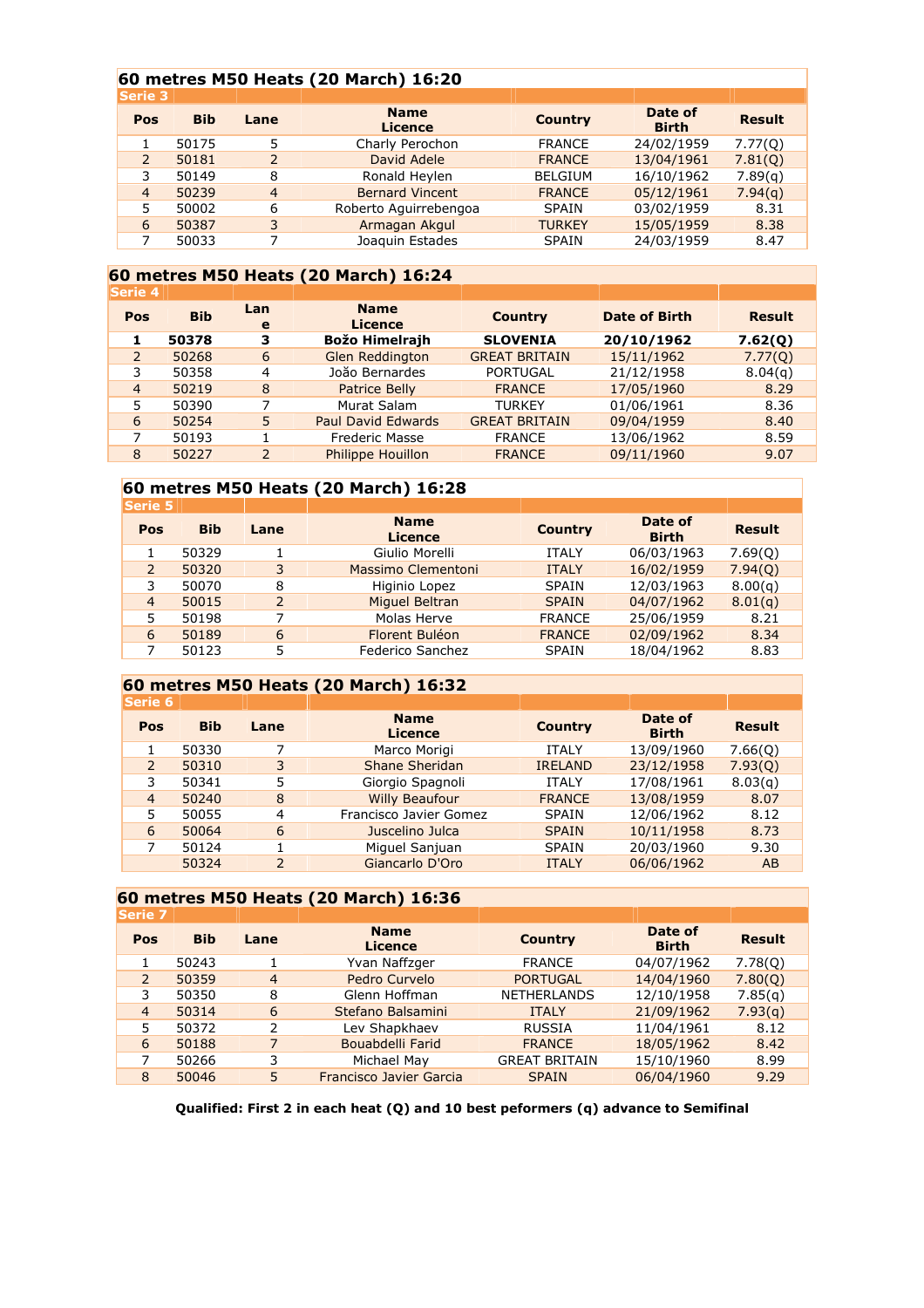## 60 metres M50 Heats (20 March) 16:20

**Serie 3**

| Pos | Bib | Lane | Name Licence | Country | Date of Birth | Result |
|---|---|---|---|---|---|---|
| 1 | 50175 | 5 | Charly Perochon | FRANCE | 24/02/1959 | 7.77(Q) |
| 2 | 50181 | 2 | David Adele | FRANCE | 13/04/1961 | 7.81(Q) |
| 3 | 50149 | 8 | Ronald Heylen | BELGIUM | 16/10/1962 | 7.89(q) |
| 4 | 50239 | 4 | Bernard Vincent | FRANCE | 05/12/1961 | 7.94(q) |
| 5 | 50002 | 6 | Roberto Aguirrebengoa | SPAIN | 03/02/1959 | 8.31 |
| 6 | 50387 | 3 | Armagan Akgul | TURKEY | 15/05/1959 | 8.38 |
| 7 | 50033 | 7 | Joaquin Estades | SPAIN | 24/03/1959 | 8.47 |

## 60 metres M50 Heats (20 March) 16:24

**Serie 4**

| Pos | Bib | Lane | Name Licence | Country | Date of Birth | Result |
|---|---|---|---|---|---|---|
| **1** | **50378** | **3** | **Božo Himelrajh** | **SLOVENIA** | **20/10/1962** | **7.62(Q)** |
| 2 | 50268 | 6 | Glen Reddington | GREAT BRITAIN | 15/11/1962 | 7.77(Q) |
| 3 | 50358 | 4 | João Bernardes | PORTUGAL | 21/12/1958 | 8.04(q) |
| 4 | 50219 | 8 | Patrice Belly | FRANCE | 17/05/1960 | 8.29 |
| 5 | 50390 | 7 | Murat Salam | TURKEY | 01/06/1961 | 8.36 |
| 6 | 50254 | 5 | Paul David Edwards | GREAT BRITAIN | 09/04/1959 | 8.40 |
| 7 | 50193 | 1 | Frederic Masse | FRANCE | 13/06/1962 | 8.59 |
| 8 | 50227 | 2 | Philippe Houillon | FRANCE | 09/11/1960 | 9.07 |

## 60 metres M50 Heats (20 March) 16:28

**Serie 5**

| Pos | Bib | Lane | Name Licence | Country | Date of Birth | Result |
|---|---|---|---|---|---|---|
| 1 | 50329 | 1 | Giulio Morelli | ITALY | 06/03/1963 | 7.69(Q) |
| 2 | 50320 | 3 | Massimo Clementoni | ITALY | 16/02/1959 | 7.94(Q) |
| 3 | 50070 | 8 | Higinio Lopez | SPAIN | 12/03/1963 | 8.00(q) |
| 4 | 50015 | 2 | Miguel Beltran | SPAIN | 04/07/1962 | 8.01(q) |
| 5 | 50198 | 7 | Molas Herve | FRANCE | 25/06/1959 | 8.21 |
| 6 | 50189 | 6 | Florent Buléon | FRANCE | 02/09/1962 | 8.34 |
| 7 | 50123 | 5 | Federico Sanchez | SPAIN | 18/04/1962 | 8.83 |

## 60 metres M50 Heats (20 March) 16:32

**Serie 6**

| Pos | Bib | Lane | Name Licence | Country | Date of Birth | Result |
|---|---|---|---|---|---|---|
| 1 | 50330 | 7 | Marco Morigi | ITALY | 13/09/1960 | 7.66(Q) |
| 2 | 50310 | 3 | Shane Sheridan | IRELAND | 23/12/1958 | 7.93(Q) |
| 3 | 50341 | 5 | Giorgio Spagnoli | ITALY | 17/08/1961 | 8.03(q) |
| 4 | 50240 | 8 | Willy Beaufour | FRANCE | 13/08/1959 | 8.07 |
| 5 | 50055 | 4 | Francisco Javier Gomez | SPAIN | 12/06/1962 | 8.12 |
| 6 | 50064 | 6 | Juscelino Julca | SPAIN | 10/11/1958 | 8.73 |
| 7 | 50124 | 1 | Miguel Sanjuan | SPAIN | 20/03/1960 | 9.30 |
|  | 50324 | 2 | Giancarlo D'Oro | ITALY | 06/06/1962 | AB |

## 60 metres M50 Heats (20 March) 16:36

**Serie 7**

| Pos | Bib | Lane | Name Licence | Country | Date of Birth | Result |
|---|---|---|---|---|---|---|
| 1 | 50243 | 1 | Yvan Naffzger | FRANCE | 04/07/1962 | 7.78(Q) |
| 2 | 50359 | 4 | Pedro Curvelo | PORTUGAL | 14/04/1960 | 7.80(Q) |
| 3 | 50350 | 8 | Glenn Hoffman | NETHERLANDS | 12/10/1958 | 7.85(q) |
| 4 | 50314 | 6 | Stefano Balsamini | ITALY | 21/09/1962 | 7.93(q) |
| 5 | 50372 | 2 | Lev Shapkhaev | RUSSIA | 11/04/1961 | 8.12 |
| 6 | 50188 | 7 | Bouabdelli Farid | FRANCE | 18/05/1962 | 8.42 |
| 7 | 50266 | 3 | Michael May | GREAT BRITAIN | 15/10/1960 | 8.99 |
| 8 | 50046 | 5 | Francisco Javier Garcia | SPAIN | 06/04/1960 | 9.29 |

**Qualified: First 2 in each heat (Q) and 10 best peformers (q) advance to Semifinal**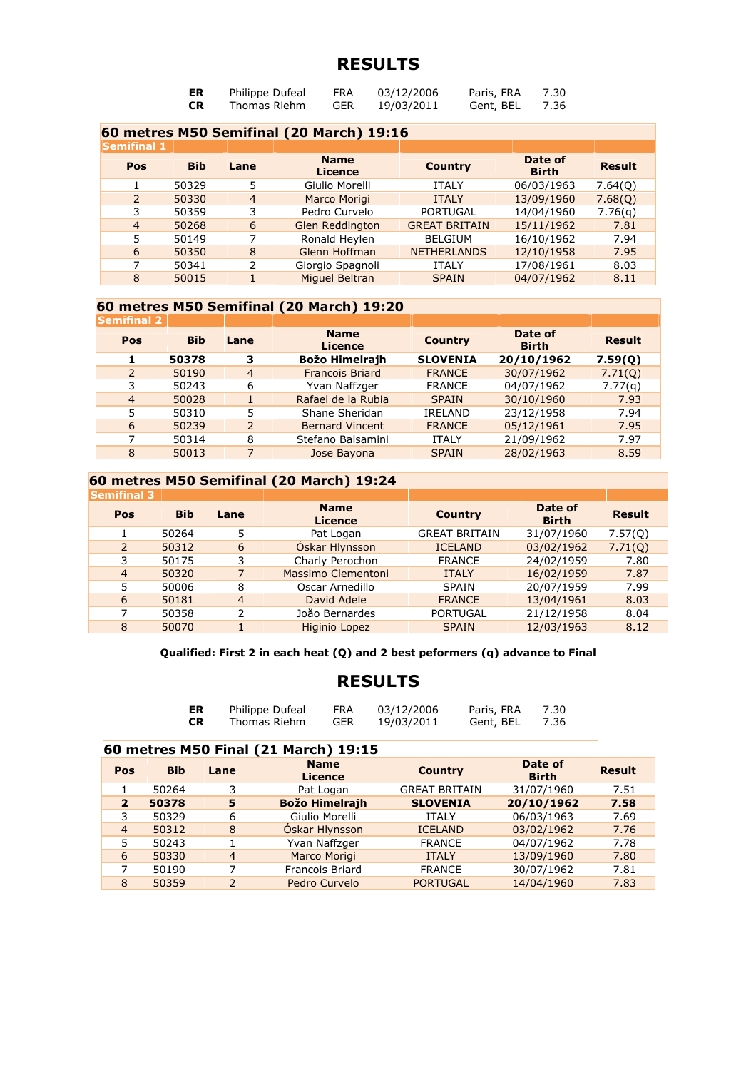# RESULTS

| | | | | | |
|---|---|---|---|---|---|
| **ER** | Philippe Dufeal | FRA | 03/12/2006 | Paris, FRA | 7.30 |
| **CR** | Thomas Riehm | GER | 19/03/2011 | Gent, BEL | 7.36 |

## 60 metres M50 Semifinal (20 March) 19:16

**Semifinal 1**

| Pos | Bib | Lane | Name Licence | Country | Date of Birth | Result |
|---|---|---|---|---|---|---|
| 1 | 50329 | 5 | Giulio Morelli | ITALY | 06/03/1963 | 7.64(Q) |
| 2 | 50330 | 4 | Marco Morigi | ITALY | 13/09/1960 | 7.68(Q) |
| 3 | 50359 | 3 | Pedro Curvelo | PORTUGAL | 14/04/1960 | 7.76(q) |
| 4 | 50268 | 6 | Glen Reddington | GREAT BRITAIN | 15/11/1962 | 7.81 |
| 5 | 50149 | 7 | Ronald Heylen | BELGIUM | 16/10/1962 | 7.94 |
| 6 | 50350 | 8 | Glenn Hoffman | NETHERLANDS | 12/10/1958 | 7.95 |
| 7 | 50341 | 2 | Giorgio Spagnoli | ITALY | 17/08/1961 | 8.03 |
| 8 | 50015 | 1 | Miguel Beltran | SPAIN | 04/07/1962 | 8.11 |

## 60 metres M50 Semifinal (20 March) 19:20

**Semifinal 2**

| Pos | Bib | Lane | Name Licence | Country | Date of Birth | Result |
|---|---|---|---|---|---|---|
| **1** | **50378** | **3** | **Božo Himelrajh** | **SLOVENIA** | **20/10/1962** | **7.59(Q)** |
| 2 | 50190 | 4 | Francois Briard | FRANCE | 30/07/1962 | 7.71(Q) |
| 3 | 50243 | 6 | Yvan Naffzger | FRANCE | 04/07/1962 | 7.77(q) |
| 4 | 50028 | 1 | Rafael de la Rubia | SPAIN | 30/10/1960 | 7.93 |
| 5 | 50310 | 5 | Shane Sheridan | IRELAND | 23/12/1958 | 7.94 |
| 6 | 50239 | 2 | Bernard Vincent | FRANCE | 05/12/1961 | 7.95 |
| 7 | 50314 | 8 | Stefano Balsamini | ITALY | 21/09/1962 | 7.97 |
| 8 | 50013 | 7 | Jose Bayona | SPAIN | 28/02/1963 | 8.59 |

## 60 metres M50 Semifinal (20 March) 19:24

**Semifinal 3**

| Pos | Bib | Lane | Name Licence | Country | Date of Birth | Result |
|---|---|---|---|---|---|---|
| 1 | 50264 | 5 | Pat Logan | GREAT BRITAIN | 31/07/1960 | 7.57(Q) |
| 2 | 50312 | 6 | Óskar Hlynsson | ICELAND | 03/02/1962 | 7.71(Q) |
| 3 | 50175 | 3 | Charly Perochon | FRANCE | 24/02/1959 | 7.80 |
| 4 | 50320 | 7 | Massimo Clementoni | ITALY | 16/02/1959 | 7.87 |
| 5 | 50006 | 8 | Oscar Arnedillo | SPAIN | 20/07/1959 | 7.99 |
| 6 | 50181 | 4 | David Adele | FRANCE | 13/04/1961 | 8.03 |
| 7 | 50358 | 2 | João Bernardes | PORTUGAL | 21/12/1958 | 8.04 |
| 8 | 50070 | 1 | Higinio Lopez | SPAIN | 12/03/1963 | 8.12 |

**Qualified: First 2 in each heat (Q) and 2 best peformers (q) advance to Final**

# RESULTS

| | | | | | |
|---|---|---|---|---|---|
| **ER** | Philippe Dufeal | FRA | 03/12/2006 | Paris, FRA | 7.30 |
| **CR** | Thomas Riehm | GER | 19/03/2011 | Gent, BEL | 7.36 |

## 60 metres M50 Final (21 March) 19:15

| Pos | Bib | Lane | Name Licence | Country | Date of Birth | Result |
|---|---|---|---|---|---|---|
| 1 | 50264 | 3 | Pat Logan | GREAT BRITAIN | 31/07/1960 | 7.51 |
| **2** | **50378** | **5** | **Božo Himelrajh** | **SLOVENIA** | **20/10/1962** | **7.58** |
| 3 | 50329 | 6 | Giulio Morelli | ITALY | 06/03/1963 | 7.69 |
| 4 | 50312 | 8 | Óskar Hlynsson | ICELAND | 03/02/1962 | 7.76 |
| 5 | 50243 | 1 | Yvan Naffzger | FRANCE | 04/07/1962 | 7.78 |
| 6 | 50330 | 4 | Marco Morigi | ITALY | 13/09/1960 | 7.80 |
| 7 | 50190 | 7 | Francois Briard | FRANCE | 30/07/1962 | 7.81 |
| 8 | 50359 | 2 | Pedro Curvelo | PORTUGAL | 14/04/1960 | 7.83 |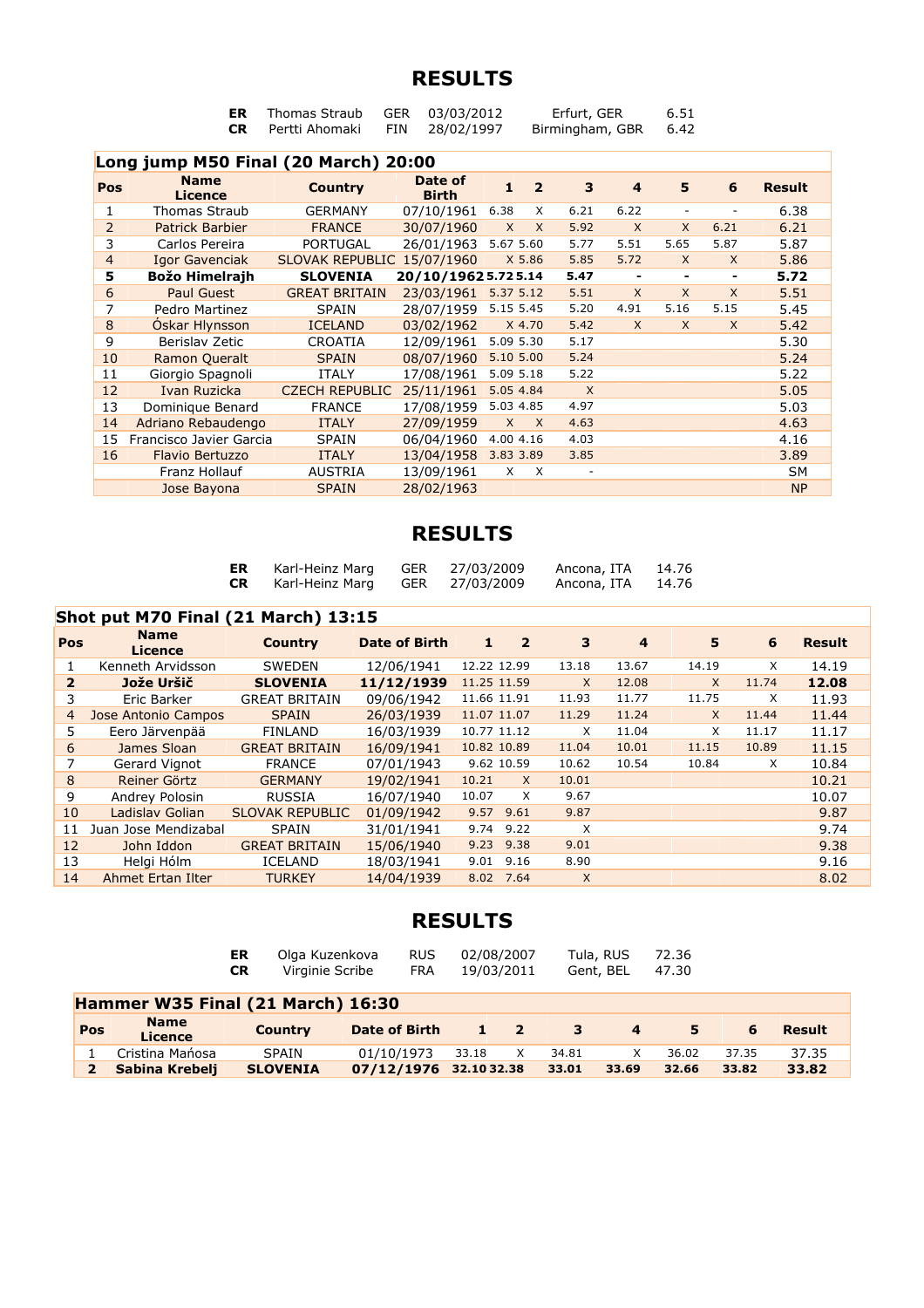# RESULTS

| | | | | | |
|---|---|---|---|---|---|
| **ER** | Thomas Straub | GER | 03/03/2012 | Erfurt, GER | 6.51 |
| **CR** | Pertti Ahomaki | FIN | 28/02/1997 | Birmingham, GBR | 6.42 |

## Long jump M50 Final (20 March) 20:00

| Pos | Name Licence | Country | Date of Birth | 1 | 2 | 3 | 4 | 5 | 6 | Result |
|---|---|---|---|---|---|---|---|---|---|---|
| 1 | Thomas Straub | GERMANY | 07/10/1961 | 6.38 | X | 6.21 | 6.22 | - | - | 6.38 |
| 2 | Patrick Barbier | FRANCE | 30/07/1960 | X | X | 5.92 | X | X | 6.21 | 6.21 |
| 3 | Carlos Pereira | PORTUGAL | 26/01/1963 | 5.67 | 5.60 | 5.77 | 5.51 | 5.65 | 5.87 | 5.87 |
| 4 | Igor Gavenciak | SLOVAK REPUBLIC | 15/07/1960 | X | 5.86 | 5.85 | 5.72 | X | X | 5.86 |
| **5** | **Božo Himelrajh** | **SLOVENIA** | **20/10/1962** | **5.72** | **5.14** | **5.47** | **-** | **-** | **-** | **5.72** |
| 6 | Paul Guest | GREAT BRITAIN | 23/03/1961 | 5.37 | 5.12 | 5.51 | X | X | X | 5.51 |
| 7 | Pedro Martinez | SPAIN | 28/07/1959 | 5.15 | 5.45 | 5.20 | 4.91 | 5.16 | 5.15 | 5.45 |
| 8 | Óskar Hlynsson | ICELAND | 03/02/1962 | X | 4.70 | 5.42 | X | X | X | 5.42 |
| 9 | Berislav Zetic | CROATIA | 12/09/1961 | 5.09 | 5.30 | 5.17 | | | | 5.30 |
| 10 | Ramon Queralt | SPAIN | 08/07/1960 | 5.10 | 5.00 | 5.24 | | | | 5.24 |
| 11 | Giorgio Spagnoli | ITALY | 17/08/1961 | 5.09 | 5.18 | 5.22 | | | | 5.22 |
| 12 | Ivan Ruzicka | CZECH REPUBLIC | 25/11/1961 | 5.05 | 4.84 | X | | | | 5.05 |
| 13 | Dominique Benard | FRANCE | 17/08/1959 | 5.03 | 4.85 | 4.97 | | | | 5.03 |
| 14 | Adriano Rebaudengo | ITALY | 27/09/1959 | X | X | 4.63 | | | | 4.63 |
| 15 | Francisco Javier Garcia | SPAIN | 06/04/1960 | 4.00 | 4.16 | 4.03 | | | | 4.16 |
| 16 | Flavio Bertuzzo | ITALY | 13/04/1958 | 3.83 | 3.89 | 3.85 | | | | 3.89 |
| | Franz Hollauf | AUSTRIA | 13/09/1961 | X | X | - | | | | SM |
| | Jose Bayona | SPAIN | 28/02/1963 | | | | | | | NP |

# RESULTS

| | | | | | |
|---|---|---|---|---|---|
| **ER** | Karl-Heinz Marg | GER | 27/03/2009 | Ancona, ITA | 14.76 |
| **CR** | Karl-Heinz Marg | GER | 27/03/2009 | Ancona, ITA | 14.76 |

## Shot put M70 Final (21 March) 13:15

| Pos | Name Licence | Country | Date of Birth | 1 | 2 | 3 | 4 | 5 | 6 | Result |
|---|---|---|---|---|---|---|---|---|---|---|
| 1 | Kenneth Arvidsson | SWEDEN | 12/06/1941 | 12.22 | 12.99 | 13.18 | 13.67 | 14.19 | X | 14.19 |
| **2** | **Jože Uršič** | **SLOVENIA** | **11/12/1939** | 11.25 | 11.59 | X | 12.08 | X | 11.74 | **12.08** |
| 3 | Eric Barker | GREAT BRITAIN | 09/06/1942 | 11.66 | 11.91 | 11.93 | 11.77 | 11.75 | X | 11.93 |
| 4 | Jose Antonio Campos | SPAIN | 26/03/1939 | 11.07 | 11.07 | 11.29 | 11.24 | X | 11.44 | 11.44 |
| 5 | Eero Järvenpää | FINLAND | 16/03/1939 | 10.77 | 11.12 | X | 11.04 | X | 11.17 | 11.17 |
| 6 | James Sloan | GREAT BRITAIN | 16/09/1941 | 10.82 | 10.89 | 11.04 | 10.01 | 11.15 | 10.89 | 11.15 |
| 7 | Gerard Vignot | FRANCE | 07/01/1943 | 9.62 | 10.59 | 10.62 | 10.54 | 10.84 | X | 10.84 |
| 8 | Reiner Görtz | GERMANY | 19/02/1941 | 10.21 | X | 10.01 | | | | 10.21 |
| 9 | Andrey Polosin | RUSSIA | 16/07/1940 | 10.07 | X | 9.67 | | | | 10.07 |
| 10 | Ladislav Golian | SLOVAK REPUBLIC | 01/09/1942 | 9.57 | 9.61 | 9.87 | | | | 9.87 |
| 11 | Juan Jose Mendizabal | SPAIN | 31/01/1941 | 9.74 | 9.22 | X | | | | 9.74 |
| 12 | John Iddon | GREAT BRITAIN | 15/06/1940 | 9.23 | 9.38 | 9.01 | | | | 9.38 |
| 13 | Helgi Hólm | ICELAND | 18/03/1941 | 9.01 | 9.16 | 8.90 | | | | 9.16 |
| 14 | Ahmet Ertan Ilter | TURKEY | 14/04/1939 | 8.02 | 7.64 | X | | | | 8.02 |

# RESULTS

| | | | | | |
|---|---|---|---|---|---|
| **ER** | Olga Kuzenkova | RUS | 02/08/2007 | Tula, RUS | 72.36 |
| **CR** | Virginie Scribe | FRA | 19/03/2011 | Gent, BEL | 47.30 |

## Hammer W35 Final (21 March) 16:30

| Pos | Name Licence | Country | Date of Birth | 1 | 2 | 3 | 4 | 5 | 6 | Result |
|---|---|---|---|---|---|---|---|---|---|---|
| 1 | Cristina Mańosa | SPAIN | 01/10/1973 | 33.18 | X | 34.81 | X | 36.02 | 37.35 | 37.35 |
| **2** | **Sabina Krebelj** | **SLOVENIA** | **07/12/1976** | **32.10** | **32.38** | **33.01** | **33.69** | **32.66** | **33.82** | **33.82** |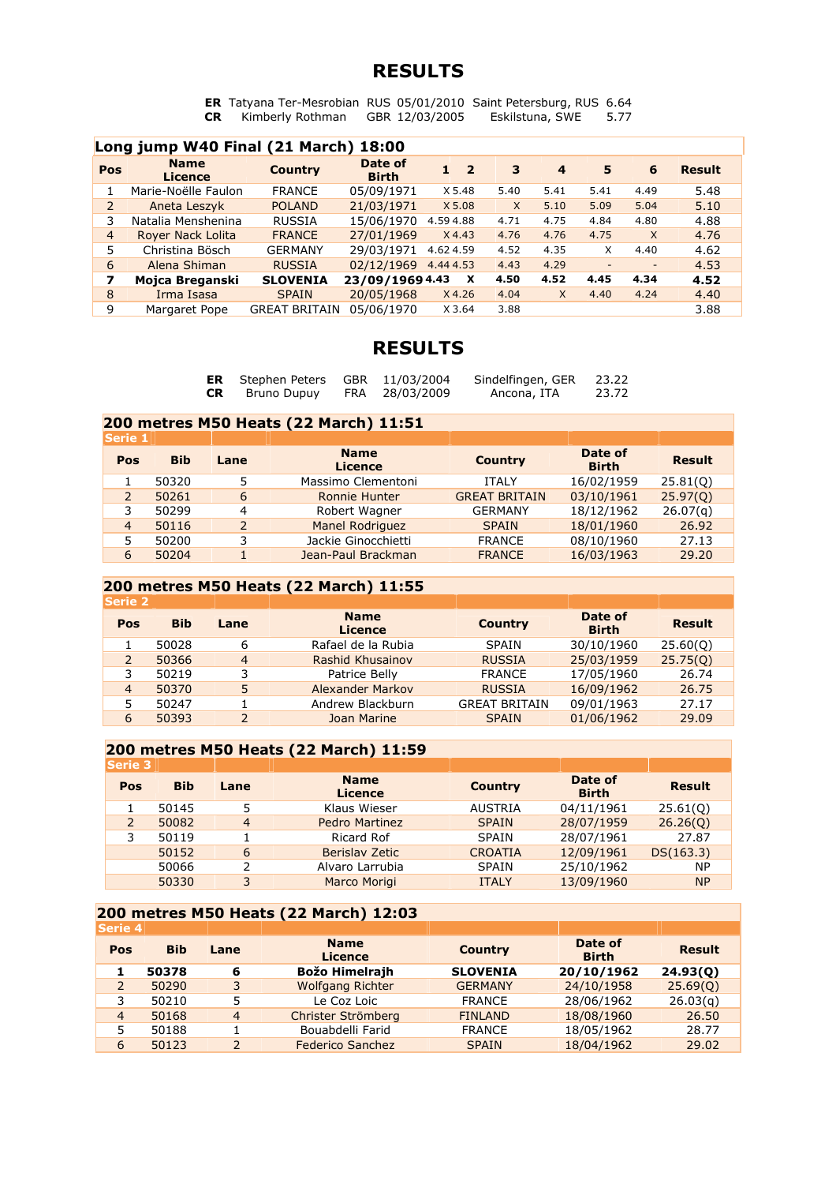# RESULTS

**ER** Tatyana Ter-Mesrobian RUS 05/01/2010 Saint Petersburg, RUS 6.64
**CR** Kimberly Rothman GBR 12/03/2005 Eskilstuna, SWE 5.77

## Long jump W40 Final (21 March) 18:00

| Pos | Name Licence | Country | Date of Birth | 1 | 2 | 3 | 4 | 5 | 6 | Result |
|---|---|---|---|---|---|---|---|---|---|---|
| 1 | Marie-Noëlle Faulon | FRANCE | 05/09/1971 | X | 5.48 | 5.40 | 5.41 | 5.41 | 4.49 | 5.48 |
| 2 | Aneta Leszyk | POLAND | 21/03/1971 | X | 5.08 | X | 5.10 | 5.09 | 5.04 | 5.10 |
| 3 | Natalia Menshenina | RUSSIA | 15/06/1970 | 4.59 | 4.88 | 4.71 | 4.75 | 4.84 | 4.80 | 4.88 |
| 4 | Royer Nack Lolita | FRANCE | 27/01/1969 | X | 4.43 | 4.76 | 4.76 | 4.75 | X | 4.76 |
| 5 | Christina Bösch | GERMANY | 29/03/1971 | 4.62 | 4.59 | 4.52 | 4.35 | X | 4.40 | 4.62 |
| 6 | Alena Shiman | RUSSIA | 02/12/1969 | 4.44 | 4.53 | 4.43 | 4.29 | - | - | 4.53 |
| **7** | **Mojca Breganski** | **SLOVENIA** | **23/09/1969** | **4.43** | **X** | **4.50** | **4.52** | **4.45** | **4.34** | **4.52** |
| 8 | Irma Isasa | SPAIN | 20/05/1968 | X | 4.26 | 4.04 | X | 4.40 | 4.24 | 4.40 |
| 9 | Margaret Pope | GREAT BRITAIN | 05/06/1970 | X | 3.64 | 3.88 | | | | 3.88 |

# RESULTS

**ER** Stephen Peters GBR 11/03/2004 Sindelfingen, GER 23.22
**CR** Bruno Dupuy FRA 28/03/2009 Ancona, ITA 23.72

## 200 metres M50 Heats (22 March) 11:51

**Serie 1**

| Pos | Bib | Lane | Name Licence | Country | Date of Birth | Result |
|---|---|---|---|---|---|---|
| 1 | 50320 | 5 | Massimo Clementoni | ITALY | 16/02/1959 | 25.81(Q) |
| 2 | 50261 | 6 | Ronnie Hunter | GREAT BRITAIN | 03/10/1961 | 25.97(Q) |
| 3 | 50299 | 4 | Robert Wagner | GERMANY | 18/12/1962 | 26.07(q) |
| 4 | 50116 | 2 | Manel Rodriguez | SPAIN | 18/01/1960 | 26.92 |
| 5 | 50200 | 3 | Jackie Ginocchietti | FRANCE | 08/10/1960 | 27.13 |
| 6 | 50204 | 1 | Jean-Paul Brackman | FRANCE | 16/03/1963 | 29.20 |

## 200 metres M50 Heats (22 March) 11:55

**Serie 2**

| Pos | Bib | Lane | Name Licence | Country | Date of Birth | Result |
|---|---|---|---|---|---|---|
| 1 | 50028 | 6 | Rafael de la Rubia | SPAIN | 30/10/1960 | 25.60(Q) |
| 2 | 50366 | 4 | Rashid Khusainov | RUSSIA | 25/03/1959 | 25.75(Q) |
| 3 | 50219 | 3 | Patrice Belly | FRANCE | 17/05/1960 | 26.74 |
| 4 | 50370 | 5 | Alexander Markov | RUSSIA | 16/09/1962 | 26.75 |
| 5 | 50247 | 1 | Andrew Blackburn | GREAT BRITAIN | 09/01/1963 | 27.17 |
| 6 | 50393 | 2 | Joan Marine | SPAIN | 01/06/1962 | 29.09 |

## 200 metres M50 Heats (22 March) 11:59

**Serie 3**

| Pos | Bib | Lane | Name Licence | Country | Date of Birth | Result |
|---|---|---|---|---|---|---|
| 1 | 50145 | 5 | Klaus Wieser | AUSTRIA | 04/11/1961 | 25.61(Q) |
| 2 | 50082 | 4 | Pedro Martinez | SPAIN | 28/07/1959 | 26.26(Q) |
| 3 | 50119 | 1 | Ricard Rof | SPAIN | 28/07/1961 | 27.87 |
| | 50152 | 6 | Berislav Zetic | CROATIA | 12/09/1961 | DS(163.3) |
| | 50066 | 2 | Alvaro Larrubia | SPAIN | 25/10/1962 | NP |
| | 50330 | 3 | Marco Morigi | ITALY | 13/09/1960 | NP |

## 200 metres M50 Heats (22 March) 12:03

**Serie 4**

| Pos | Bib | Lane | Name Licence | Country | Date of Birth | Result |
|---|---|---|---|---|---|---|
| **1** | **50378** | **6** | **Božo Himelrajh** | **SLOVENIA** | **20/10/1962** | **24.93(Q)** |
| 2 | 50290 | 3 | Wolfgang Richter | GERMANY | 24/10/1958 | 25.69(Q) |
| 3 | 50210 | 5 | Le Coz Loic | FRANCE | 28/06/1962 | 26.03(q) |
| 4 | 50168 | 4 | Christer Strömberg | FINLAND | 18/08/1960 | 26.50 |
| 5 | 50188 | 1 | Bouabdelli Farid | FRANCE | 18/05/1962 | 28.77 |
| 6 | 50123 | 2 | Federico Sanchez | SPAIN | 18/04/1962 | 29.02 |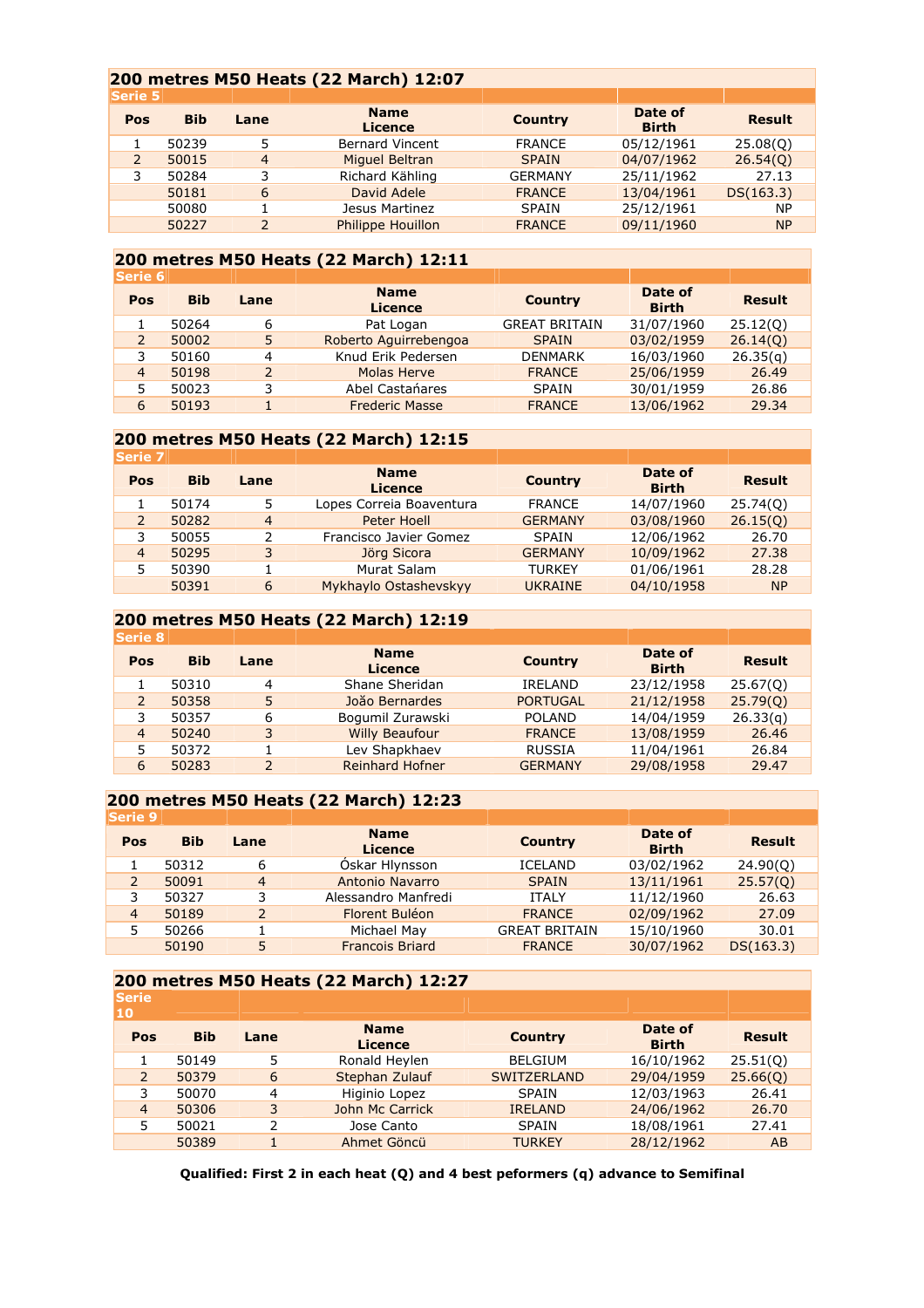## 200 metres M50 Heats (22 March) 12:07

**Serie 5**

| Pos | Bib | Lane | Name<br>Licence | Country | Date of Birth | Result |
|---|---|---|---|---|---|---|
| 1 | 50239 | 5 | Bernard Vincent | FRANCE | 05/12/1961 | 25.08(Q) |
| 2 | 50015 | 4 | Miguel Beltran | SPAIN | 04/07/1962 | 26.54(Q) |
| 3 | 50284 | 3 | Richard Kähling | GERMANY | 25/11/1962 | 27.13 |
|  | 50181 | 6 | David Adele | FRANCE | 13/04/1961 | DS(163.3) |
|  | 50080 | 1 | Jesus Martinez | SPAIN | 25/12/1961 | NP |
|  | 50227 | 2 | Philippe Houillon | FRANCE | 09/11/1960 | NP |

## 200 metres M50 Heats (22 March) 12:11

**Serie 6**

| Pos | Bib | Lane | Name<br>Licence | Country | Date of Birth | Result |
|---|---|---|---|---|---|---|
| 1 | 50264 | 6 | Pat Logan | GREAT BRITAIN | 31/07/1960 | 25.12(Q) |
| 2 | 50002 | 5 | Roberto Aguirrebengoa | SPAIN | 03/02/1959 | 26.14(Q) |
| 3 | 50160 | 4 | Knud Erik Pedersen | DENMARK | 16/03/1960 | 26.35(q) |
| 4 | 50198 | 2 | Molas Herve | FRANCE | 25/06/1959 | 26.49 |
| 5 | 50023 | 3 | Abel Castańares | SPAIN | 30/01/1959 | 26.86 |
| 6 | 50193 | 1 | Frederic Masse | FRANCE | 13/06/1962 | 29.34 |

## 200 metres M50 Heats (22 March) 12:15

**Serie 7**

| Pos | Bib | Lane | Name<br>Licence | Country | Date of Birth | Result |
|---|---|---|---|---|---|---|
| 1 | 50174 | 5 | Lopes Correia Boaventura | FRANCE | 14/07/1960 | 25.74(Q) |
| 2 | 50282 | 4 | Peter Hoell | GERMANY | 03/08/1960 | 26.15(Q) |
| 3 | 50055 | 2 | Francisco Javier Gomez | SPAIN | 12/06/1962 | 26.70 |
| 4 | 50295 | 3 | Jörg Sicora | GERMANY | 10/09/1962 | 27.38 |
| 5 | 50390 | 1 | Murat Salam | TURKEY | 01/06/1961 | 28.28 |
|  | 50391 | 6 | Mykhaylo Ostashevskyy | UKRAINE | 04/10/1958 | NP |

## 200 metres M50 Heats (22 March) 12:19

**Serie 8**

| Pos | Bib | Lane | Name<br>Licence | Country | Date of Birth | Result |
|---|---|---|---|---|---|---|
| 1 | 50310 | 4 | Shane Sheridan | IRELAND | 23/12/1958 | 25.67(Q) |
| 2 | 50358 | 5 | João Bernardes | PORTUGAL | 21/12/1958 | 25.79(Q) |
| 3 | 50357 | 6 | Bogumil Zurawski | POLAND | 14/04/1959 | 26.33(q) |
| 4 | 50240 | 3 | Willy Beaufour | FRANCE | 13/08/1959 | 26.46 |
| 5 | 50372 | 1 | Lev Shapkhaev | RUSSIA | 11/04/1961 | 26.84 |
| 6 | 50283 | 2 | Reinhard Hofner | GERMANY | 29/08/1958 | 29.47 |

## 200 metres M50 Heats (22 March) 12:23

**Serie 9**

| Pos | Bib | Lane | Name<br>Licence | Country | Date of Birth | Result |
|---|---|---|---|---|---|---|
| 1 | 50312 | 6 | Óskar Hlynsson | ICELAND | 03/02/1962 | 24.90(Q) |
| 2 | 50091 | 4 | Antonio Navarro | SPAIN | 13/11/1961 | 25.57(Q) |
| 3 | 50327 | 3 | Alessandro Manfredi | ITALY | 11/12/1960 | 26.63 |
| 4 | 50189 | 2 | Florent Buléon | FRANCE | 02/09/1962 | 27.09 |
| 5 | 50266 | 1 | Michael May | GREAT BRITAIN | 15/10/1960 | 30.01 |
|  | 50190 | 5 | Francois Briard | FRANCE | 30/07/1962 | DS(163.3) |

## 200 metres M50 Heats (22 March) 12:27

**Serie 10**

| Pos | Bib | Lane | Name<br>Licence | Country | Date of Birth | Result |
|---|---|---|---|---|---|---|
| 1 | 50149 | 5 | Ronald Heylen | BELGIUM | 16/10/1962 | 25.51(Q) |
| 2 | 50379 | 6 | Stephan Zulauf | SWITZERLAND | 29/04/1959 | 25.66(Q) |
| 3 | 50070 | 4 | Higinio Lopez | SPAIN | 12/03/1963 | 26.41 |
| 4 | 50306 | 3 | John Mc Carrick | IRELAND | 24/06/1962 | 26.70 |
| 5 | 50021 | 2 | Jose Canto | SPAIN | 18/08/1961 | 27.41 |
|  | 50389 | 1 | Ahmet Göncü | TURKEY | 28/12/1962 | AB |

**Qualified: First 2 in each heat (Q) and 4 best peformers (q) advance to Semifinal**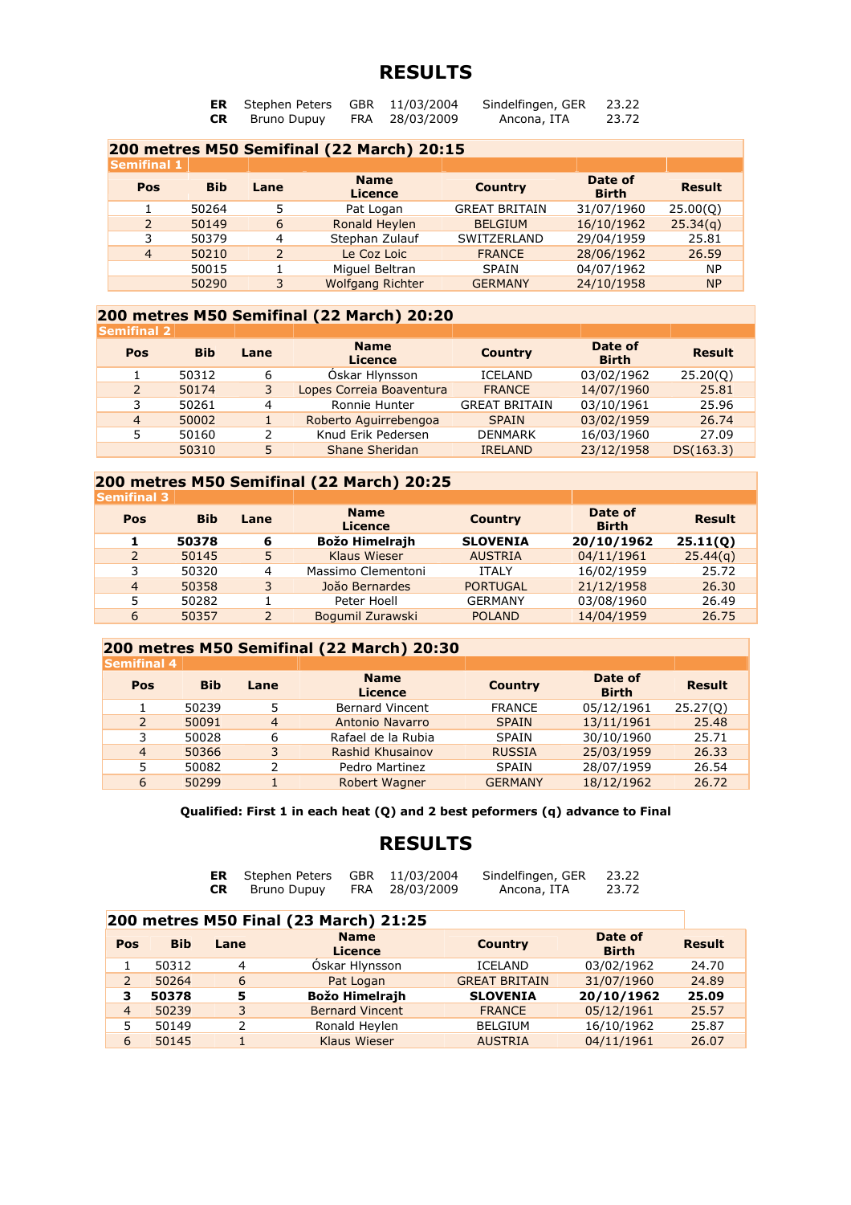# RESULTS

| | | | | | |
|---|---|---|---|---|---|
| **ER** | Stephen Peters | GBR | 11/03/2004 | Sindelfingen, GER | 23.22 |
| **CR** | Bruno Dupuy | FRA | 28/03/2009 | Ancona, ITA | 23.72 |

## 200 metres M50 Semifinal (22 March) 20:15

**Semifinal 1**

| Pos | Bib | Lane | Name Licence | Country | Date of Birth | Result |
|---|---|---|---|---|---|---|
| 1 | 50264 | 5 | Pat Logan | GREAT BRITAIN | 31/07/1960 | 25.00(Q) |
| 2 | 50149 | 6 | Ronald Heylen | BELGIUM | 16/10/1962 | 25.34(q) |
| 3 | 50379 | 4 | Stephan Zulauf | SWITZERLAND | 29/04/1959 | 25.81 |
| 4 | 50210 | 2 | Le Coz Loic | FRANCE | 28/06/1962 | 26.59 |
| | 50015 | 1 | Miguel Beltran | SPAIN | 04/07/1962 | NP |
| | 50290 | 3 | Wolfgang Richter | GERMANY | 24/10/1958 | NP |

## 200 metres M50 Semifinal (22 March) 20:20

**Semifinal 2**

| Pos | Bib | Lane | Name Licence | Country | Date of Birth | Result |
|---|---|---|---|---|---|---|
| 1 | 50312 | 6 | Óskar Hlynsson | ICELAND | 03/02/1962 | 25.20(Q) |
| 2 | 50174 | 3 | Lopes Correia Boaventura | FRANCE | 14/07/1960 | 25.81 |
| 3 | 50261 | 4 | Ronnie Hunter | GREAT BRITAIN | 03/10/1961 | 25.96 |
| 4 | 50002 | 1 | Roberto Aguirrebengoa | SPAIN | 03/02/1959 | 26.74 |
| 5 | 50160 | 2 | Knud Erik Pedersen | DENMARK | 16/03/1960 | 27.09 |
| | 50310 | 5 | Shane Sheridan | IRELAND | 23/12/1958 | DS(163.3) |

## 200 metres M50 Semifinal (22 March) 20:25

**Semifinal 3**

| Pos | Bib | Lane | Name Licence | Country | Date of Birth | Result |
|---|---|---|---|---|---|---|
| **1** | **50378** | **6** | **Božo Himelrajh** | **SLOVENIA** | **20/10/1962** | **25.11(Q)** |
| 2 | 50145 | 5 | Klaus Wieser | AUSTRIA | 04/11/1961 | 25.44(q) |
| 3 | 50320 | 4 | Massimo Clementoni | ITALY | 16/02/1959 | 25.72 |
| 4 | 50358 | 3 | João Bernardes | PORTUGAL | 21/12/1958 | 26.30 |
| 5 | 50282 | 1 | Peter Hoell | GERMANY | 03/08/1960 | 26.49 |
| 6 | 50357 | 2 | Bogumil Zurawski | POLAND | 14/04/1959 | 26.75 |

## 200 metres M50 Semifinal (22 March) 20:30

**Semifinal 4**

| Pos | Bib | Lane | Name Licence | Country | Date of Birth | Result |
|---|---|---|---|---|---|---|
| 1 | 50239 | 5 | Bernard Vincent | FRANCE | 05/12/1961 | 25.27(Q) |
| 2 | 50091 | 4 | Antonio Navarro | SPAIN | 13/11/1961 | 25.48 |
| 3 | 50028 | 6 | Rafael de la Rubia | SPAIN | 30/10/1960 | 25.71 |
| 4 | 50366 | 3 | Rashid Khusainov | RUSSIA | 25/03/1959 | 26.33 |
| 5 | 50082 | 2 | Pedro Martinez | SPAIN | 28/07/1959 | 26.54 |
| 6 | 50299 | 1 | Robert Wagner | GERMANY | 18/12/1962 | 26.72 |

**Qualified: First 1 in each heat (Q) and 2 best peformers (q) advance to Final**

# RESULTS

| | | | | | |
|---|---|---|---|---|---|
| **ER** | Stephen Peters | GBR | 11/03/2004 | Sindelfingen, GER | 23.22 |
| **CR** | Bruno Dupuy | FRA | 28/03/2009 | Ancona, ITA | 23.72 |

## 200 metres M50 Final (23 March) 21:25

| Pos | Bib | Lane | Name Licence | Country | Date of Birth | Result |
|---|---|---|---|---|---|---|
| 1 | 50312 | 4 | Óskar Hlynsson | ICELAND | 03/02/1962 | 24.70 |
| 2 | 50264 | 6 | Pat Logan | GREAT BRITAIN | 31/07/1960 | 24.89 |
| **3** | **50378** | **5** | **Božo Himelrajh** | **SLOVENIA** | **20/10/1962** | **25.09** |
| 4 | 50239 | 3 | Bernard Vincent | FRANCE | 05/12/1961 | 25.57 |
| 5 | 50149 | 2 | Ronald Heylen | BELGIUM | 16/10/1962 | 25.87 |
| 6 | 50145 | 1 | Klaus Wieser | AUSTRIA | 04/11/1961 | 26.07 |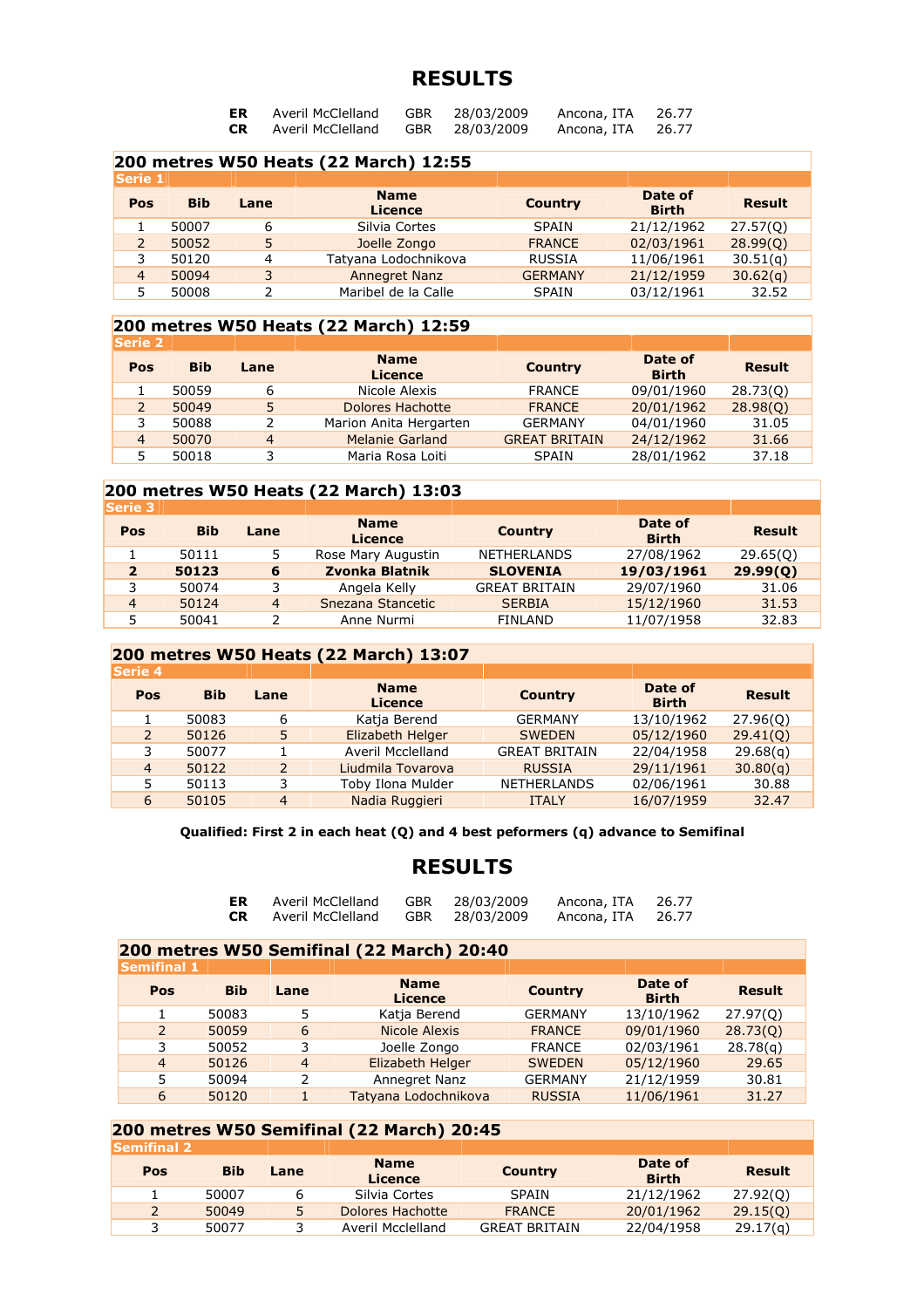# RESULTS

| | | | | | |
|---|---|---|---|---|---|
| **ER** | Averil McClelland | GBR | 28/03/2009 | Ancona, ITA | 26.77 |
| **CR** | Averil McClelland | GBR | 28/03/2009 | Ancona, ITA | 26.77 |

## 200 metres W50 Heats (22 March) 12:55

**Serie 1**

| Pos | Bib | Lane | Name Licence | Country | Date of Birth | Result |
|---|---|---|---|---|---|---|
| 1 | 50007 | 6 | Silvia Cortes | SPAIN | 21/12/1962 | 27.57(Q) |
| 2 | 50052 | 5 | Joelle Zongo | FRANCE | 02/03/1961 | 28.99(Q) |
| 3 | 50120 | 4 | Tatyana Lodochnikova | RUSSIA | 11/06/1961 | 30.51(q) |
| 4 | 50094 | 3 | Annegret Nanz | GERMANY | 21/12/1959 | 30.62(q) |
| 5 | 50008 | 2 | Maribel de la Calle | SPAIN | 03/12/1961 | 32.52 |

## 200 metres W50 Heats (22 March) 12:59

**Serie 2**

| Pos | Bib | Lane | Name Licence | Country | Date of Birth | Result |
|---|---|---|---|---|---|---|
| 1 | 50059 | 6 | Nicole Alexis | FRANCE | 09/01/1960 | 28.73(Q) |
| 2 | 50049 | 5 | Dolores Hachotte | FRANCE | 20/01/1962 | 28.98(Q) |
| 3 | 50088 | 2 | Marion Anita Hergarten | GERMANY | 04/01/1960 | 31.05 |
| 4 | 50070 | 4 | Melanie Garland | GREAT BRITAIN | 24/12/1962 | 31.66 |
| 5 | 50018 | 3 | Maria Rosa Loiti | SPAIN | 28/01/1962 | 37.18 |

## 200 metres W50 Heats (22 March) 13:03

**Serie 3**

| Pos | Bib | Lane | Name Licence | Country | Date of Birth | Result |
|---|---|---|---|---|---|---|
| 1 | 50111 | 5 | Rose Mary Augustin | NETHERLANDS | 27/08/1962 | 29.65(Q) |
| **2** | **50123** | **6** | **Zvonka Blatnik** | **SLOVENIA** | **19/03/1961** | **29.99(Q)** |
| 3 | 50074 | 3 | Angela Kelly | GREAT BRITAIN | 29/07/1960 | 31.06 |
| 4 | 50124 | 4 | Snezana Stancetic | SERBIA | 15/12/1960 | 31.53 |
| 5 | 50041 | 2 | Anne Nurmi | FINLAND | 11/07/1958 | 32.83 |

## 200 metres W50 Heats (22 March) 13:07

**Serie 4**

| Pos | Bib | Lane | Name Licence | Country | Date of Birth | Result |
|---|---|---|---|---|---|---|
| 1 | 50083 | 6 | Katja Berend | GERMANY | 13/10/1962 | 27.96(Q) |
| 2 | 50126 | 5 | Elizabeth Helger | SWEDEN | 05/12/1960 | 29.41(Q) |
| 3 | 50077 | 1 | Averil Mcclelland | GREAT BRITAIN | 22/04/1958 | 29.68(q) |
| 4 | 50122 | 2 | Liudmila Tovarova | RUSSIA | 29/11/1961 | 30.80(q) |
| 5 | 50113 | 3 | Toby Ilona Mulder | NETHERLANDS | 02/06/1961 | 30.88 |
| 6 | 50105 | 4 | Nadia Ruggieri | ITALY | 16/07/1959 | 32.47 |

**Qualified: First 2 in each heat (Q) and 4 best peformers (q) advance to Semifinal**

# RESULTS

| | | | | | |
|---|---|---|---|---|---|
| **ER** | Averil McClelland | GBR | 28/03/2009 | Ancona, ITA | 26.77 |
| **CR** | Averil McClelland | GBR | 28/03/2009 | Ancona, ITA | 26.77 |

## 200 metres W50 Semifinal (22 March) 20:40

**Semifinal 1**

| Pos | Bib | Lane | Name Licence | Country | Date of Birth | Result |
|---|---|---|---|---|---|---|
| 1 | 50083 | 5 | Katja Berend | GERMANY | 13/10/1962 | 27.97(Q) |
| 2 | 50059 | 6 | Nicole Alexis | FRANCE | 09/01/1960 | 28.73(Q) |
| 3 | 50052 | 3 | Joelle Zongo | FRANCE | 02/03/1961 | 28.78(q) |
| 4 | 50126 | 4 | Elizabeth Helger | SWEDEN | 05/12/1960 | 29.65 |
| 5 | 50094 | 2 | Annegret Nanz | GERMANY | 21/12/1959 | 30.81 |
| 6 | 50120 | 1 | Tatyana Lodochnikova | RUSSIA | 11/06/1961 | 31.27 |

## 200 metres W50 Semifinal (22 March) 20:45

**Semifinal 2**

| Pos | Bib | Lane | Name Licence | Country | Date of Birth | Result |
|---|---|---|---|---|---|---|
| 1 | 50007 | 6 | Silvia Cortes | SPAIN | 21/12/1962 | 27.92(Q) |
| 2 | 50049 | 5 | Dolores Hachotte | FRANCE | 20/01/1962 | 29.15(Q) |
| 3 | 50077 | 3 | Averil Mcclelland | GREAT BRITAIN | 22/04/1958 | 29.17(q) |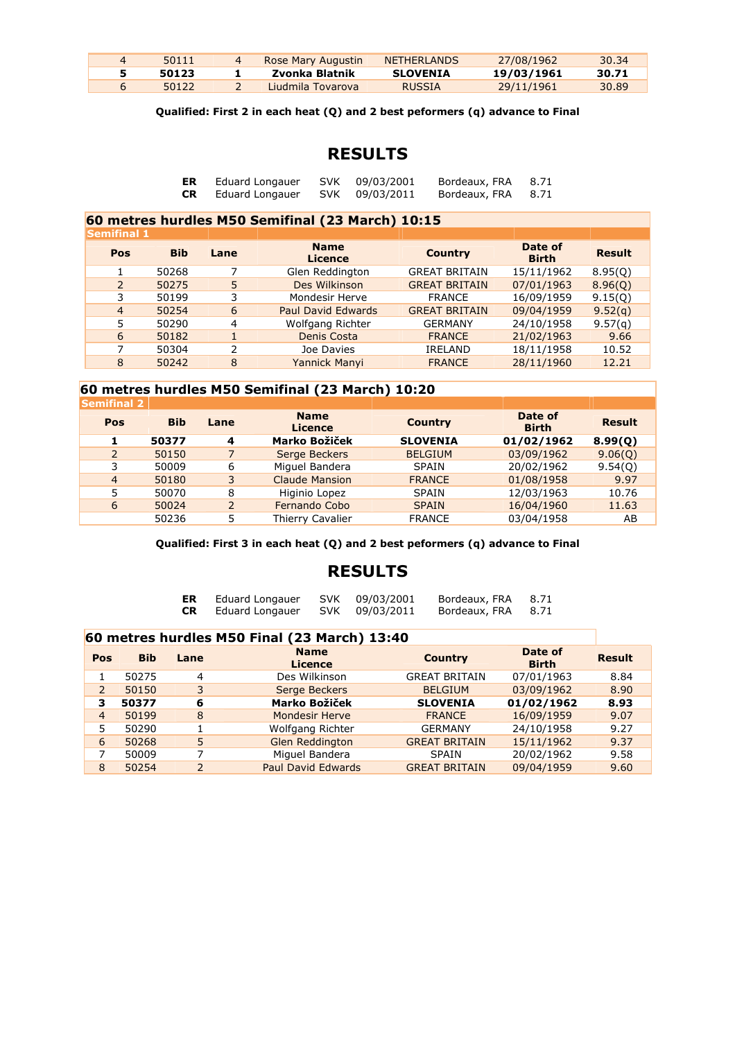| 4 | 50111 | 4 | Rose Mary Augustin | NETHERLANDS | 27/08/1962 | 30.34 |
|---|---|---|---|---|---|---|
| **5** | **50123** | **1** | **Zvonka Blatnik** | **SLOVENIA** | **19/03/1961** | **30.71** |
| 6 | 50122 | 2 | Liudmila Tovarova | RUSSIA | 29/11/1961 | 30.89 |

**Qualified: First 2 in each heat (Q) and 2 best peformers (q) advance to Final**

# RESULTS

| | | | | | |
|---|---|---|---|---|---|
| **ER** | Eduard Longauer | SVK | 09/03/2001 | Bordeaux, FRA | 8.71 |
| **CR** | Eduard Longauer | SVK | 09/03/2011 | Bordeaux, FRA | 8.71 |

## 60 metres hurdles M50 Semifinal (23 March) 10:15

**Semifinal 1**

| Pos | Bib | Lane | Name Licence | Country | Date of Birth | Result |
|---|---|---|---|---|---|---|
| 1 | 50268 | 7 | Glen Reddington | GREAT BRITAIN | 15/11/1962 | 8.95(Q) |
| 2 | 50275 | 5 | Des Wilkinson | GREAT BRITAIN | 07/01/1963 | 8.96(Q) |
| 3 | 50199 | 3 | Mondesir Herve | FRANCE | 16/09/1959 | 9.15(Q) |
| 4 | 50254 | 6 | Paul David Edwards | GREAT BRITAIN | 09/04/1959 | 9.52(q) |
| 5 | 50290 | 4 | Wolfgang Richter | GERMANY | 24/10/1958 | 9.57(q) |
| 6 | 50182 | 1 | Denis Costa | FRANCE | 21/02/1963 | 9.66 |
| 7 | 50304 | 2 | Joe Davies | IRELAND | 18/11/1958 | 10.52 |
| 8 | 50242 | 8 | Yannick Manyi | FRANCE | 28/11/1960 | 12.21 |

## 60 metres hurdles M50 Semifinal (23 March) 10:20

**Semifinal 2**

| Pos | Bib | Lane | Name Licence | Country | Date of Birth | Result |
|---|---|---|---|---|---|---|
| **1** | **50377** | **4** | **Marko Božiček** | **SLOVENIA** | **01/02/1962** | **8.99(Q)** |
| 2 | 50150 | 7 | Serge Beckers | BELGIUM | 03/09/1962 | 9.06(Q) |
| 3 | 50009 | 6 | Miguel Bandera | SPAIN | 20/02/1962 | 9.54(Q) |
| 4 | 50180 | 3 | Claude Mansion | FRANCE | 01/08/1958 | 9.97 |
| 5 | 50070 | 8 | Higinio Lopez | SPAIN | 12/03/1963 | 10.76 |
| 6 | 50024 | 2 | Fernando Cobo | SPAIN | 16/04/1960 | 11.63 |
| | 50236 | 5 | Thierry Cavalier | FRANCE | 03/04/1958 | AB |

**Qualified: First 3 in each heat (Q) and 2 best peformers (q) advance to Final**

# RESULTS

| | | | | | |
|---|---|---|---|---|---|
| **ER** | Eduard Longauer | SVK | 09/03/2001 | Bordeaux, FRA | 8.71 |
| **CR** | Eduard Longauer | SVK | 09/03/2011 | Bordeaux, FRA | 8.71 |

## 60 metres hurdles M50 Final (23 March) 13:40

| Pos | Bib | Lane | Name Licence | Country | Date of Birth | Result |
|---|---|---|---|---|---|---|
| 1 | 50275 | 4 | Des Wilkinson | GREAT BRITAIN | 07/01/1963 | 8.84 |
| 2 | 50150 | 3 | Serge Beckers | BELGIUM | 03/09/1962 | 8.90 |
| **3** | **50377** | **6** | **Marko Božiček** | **SLOVENIA** | **01/02/1962** | **8.93** |
| 4 | 50199 | 8 | Mondesir Herve | FRANCE | 16/09/1959 | 9.07 |
| 5 | 50290 | 1 | Wolfgang Richter | GERMANY | 24/10/1958 | 9.27 |
| 6 | 50268 | 5 | Glen Reddington | GREAT BRITAIN | 15/11/1962 | 9.37 |
| 7 | 50009 | 7 | Miguel Bandera | SPAIN | 20/02/1962 | 9.58 |
| 8 | 50254 | 2 | Paul David Edwards | GREAT BRITAIN | 09/04/1959 | 9.60 |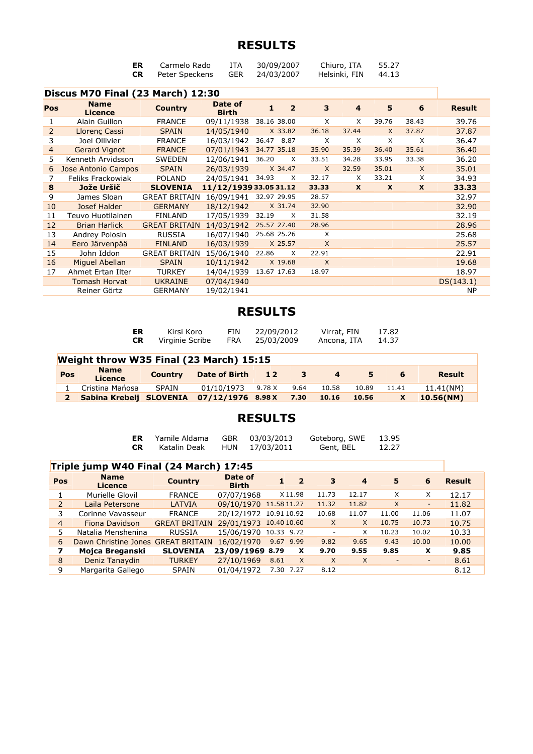# RESULTS

| | | | | | |
|---|---|---|---|---|---|
| **ER** | Carmelo Rado | ITA | 30/09/2007 | Chiuro, ITA | 55.27 |
| **CR** | Peter Speckens | GER | 24/03/2007 | Helsinki, FIN | 44.13 |

## Discus M70 Final (23 March) 12:30

| Pos | Name Licence | Country | Date of Birth | 1 | 2 | 3 | 4 | 5 | 6 | Result |
|---|---|---|---|---|---|---|---|---|---|---|
| 1 | Alain Guillon | FRANCE | 09/11/1938 | 38.16 | 38.00 | X | X | 39.76 | 38.43 | 39.76 |
| 2 | Llorenç Cassi | SPAIN | 14/05/1940 | X | 33.82 | 36.18 | 37.44 | X | 37.87 | 37.87 |
| 3 | Joel Ollivier | FRANCE | 16/03/1942 | 36.47 | 8.87 | X | X | X | X | 36.47 |
| 4 | Gerard Vignot | FRANCE | 07/01/1943 | 34.77 | 35.18 | 35.90 | 35.39 | 36.40 | 35.61 | 36.40 |
| 5 | Kenneth Arvidsson | SWEDEN | 12/06/1941 | 36.20 | X | 33.51 | 34.28 | 33.95 | 33.38 | 36.20 |
| 6 | Jose Antonio Campos | SPAIN | 26/03/1939 | X | 34.47 | X | 32.59 | 35.01 | X | 35.01 |
| 7 | Feliks Frackowiak | POLAND | 24/05/1941 | 34.93 | X | 32.17 | X | 33.21 | X | 34.93 |
| **8** | **Jože Uršič** | **SLOVENIA** | **11/12/1939** | **33.05** | **31.12** | **33.33** | **X** | **X** | **X** | **33.33** |
| 9 | James Sloan | GREAT BRITAIN | 16/09/1941 | 32.97 | 29.95 | 28.57 | | | | 32.97 |
| 10 | Josef Halder | GERMANY | 18/12/1942 | X | 31.74 | 32.90 | | | | 32.90 |
| 11 | Teuvo Huotilainen | FINLAND | 17/05/1939 | 32.19 | X | 31.58 | | | | 32.19 |
| 12 | Brian Harlick | GREAT BRITAIN | 14/03/1942 | 25.57 | 27.40 | 28.96 | | | | 28.96 |
| 13 | Andrey Polosin | RUSSIA | 16/07/1940 | 25.68 | 25.26 | X | | | | 25.68 |
| 14 | Eero Järvenpää | FINLAND | 16/03/1939 | X | 25.57 | X | | | | 25.57 |
| 15 | John Iddon | GREAT BRITAIN | 15/06/1940 | 22.86 | X | 22.91 | | | | 22.91 |
| 16 | Miguel Abellan | SPAIN | 10/11/1942 | X | 19.68 | X | | | | 19.68 |
| 17 | Ahmet Ertan Ilter | TURKEY | 14/04/1939 | 13.67 | 17.63 | 18.97 | | | | 18.97 |
| | Tomash Horvat | UKRAINE | 07/04/1940 | | | | | | | DS(143.1) |
| | Reiner Görtz | GERMANY | 19/02/1941 | | | | | | | NP |

# RESULTS

| | | | | | |
|---|---|---|---|---|---|
| **ER** | Kirsi Koro | FIN | 22/09/2012 | Virrat, FIN | 17.82 |
| **CR** | Virginie Scribe | FRA | 25/03/2009 | Ancona, ITA | 14.37 |

## Weight throw W35 Final (23 March) 15:15

| Pos | Name Licence | Country | Date of Birth | 1 | 2 | 3 | 4 | 5 | 6 | Result |
|---|---|---|---|---|---|---|---|---|---|---|
| 1 | Cristina Mańosa | SPAIN | 01/10/1973 | 9.78 | X | 9.64 | 10.58 | 10.89 | 11.41 | 11.41(NM) |
| **2** | **Sabina Krebelj** | **SLOVENIA** | **07/12/1976** | **8.98** | **X** | **7.30** | **10.16** | **10.56** | **X** | **10.56(NM)** |

# RESULTS

| | | | | | |
|---|---|---|---|---|---|
| **ER** | Yamile Aldama | GBR | 03/03/2013 | Goteborg, SWE | 13.95 |
| **CR** | Katalin Deak | HUN | 17/03/2011 | Gent, BEL | 12.27 |

## Triple jump W40 Final (24 March) 17:45

| Pos | Name Licence | Country | Date of Birth | 1 | 2 | 3 | 4 | 5 | 6 | Result |
|---|---|---|---|---|---|---|---|---|---|---|
| 1 | Murielle Glovil | FRANCE | 07/07/1968 | X | 11.98 | 11.73 | 12.17 | X | X | 12.17 |
| 2 | Laila Petersone | LATVIA | 09/10/1970 | 11.58 | 11.27 | 11.32 | 11.82 | X | - | 11.82 |
| 3 | Corinne Vavasseur | FRANCE | 20/12/1972 | 10.91 | 10.92 | 10.68 | 11.07 | 11.00 | 11.06 | 11.07 |
| 4 | Fiona Davidson | GREAT BRITAIN | 29/01/1973 | 10.40 | 10.60 | X | X | 10.75 | 10.73 | 10.75 |
| 5 | Natalia Menshenina | RUSSIA | 15/06/1970 | 10.33 | 9.72 | - | X | 10.23 | 10.02 | 10.33 |
| 6 | Dawn Christine Jones | GREAT BRITAIN | 16/02/1970 | 9.67 | 9.99 | 9.82 | 9.65 | 9.43 | 10.00 | 10.00 |
| **7** | **Mojca Breganski** | **SLOVENIA** | **23/09/1969** | **8.79** | **X** | **9.70** | **9.55** | **9.85** | **X** | **9.85** |
| 8 | Deniz Tanaydin | TURKEY | 27/10/1969 | 8.61 | X | X | X | - | - | 8.61 |
| 9 | Margarita Gallego | SPAIN | 01/04/1972 | 7.30 | 7.27 | 8.12 | | | | 8.12 |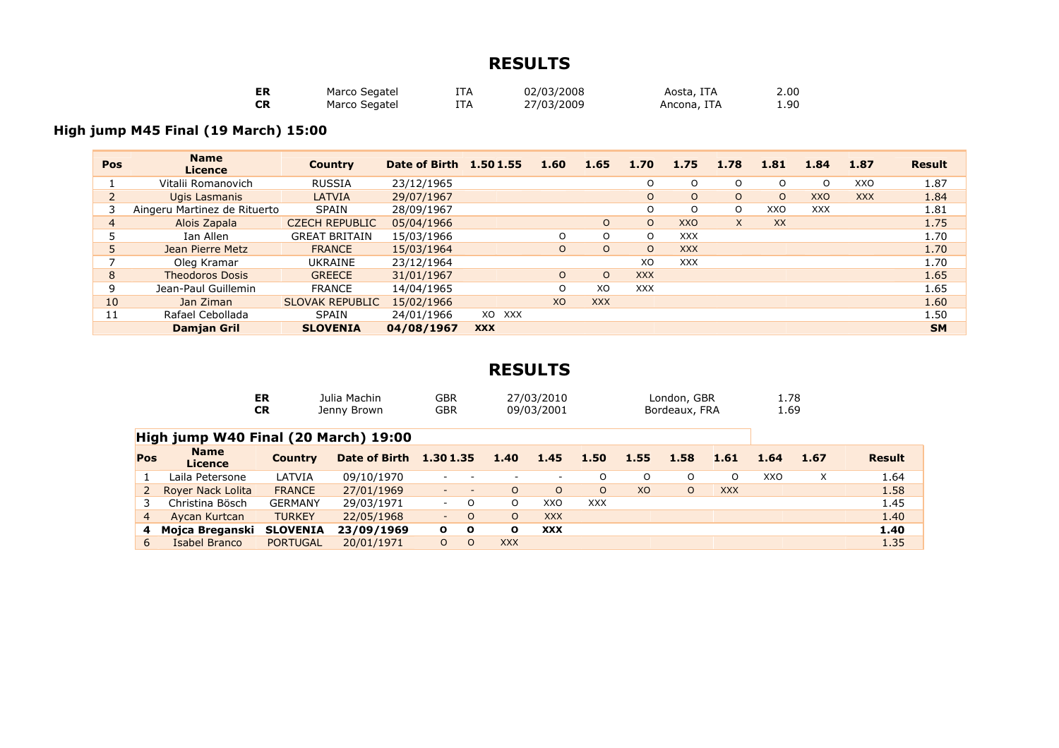# RESULTS

| | | | | | |
|---|---|---|---|---|---|
| **ER** | Marco Segatel | ITA | 02/03/2008 | Aosta, ITA | 2.00 |
| **CR** | Marco Segatel | ITA | 27/03/2009 | Ancona, ITA | 1.90 |

## High jump M45 Final (19 March) 15:00

| Pos | Name Licence | Country | Date of Birth | 1.50 | 1.55 | 1.60 | 1.65 | 1.70 | 1.75 | 1.78 | 1.81 | 1.84 | 1.87 | Result |
|---|---|---|---|---|---|---|---|---|---|---|---|---|---|---|
| 1 | Vitalii Romanovich | RUSSIA | 23/12/1965 | | | | | O | O | O | O | O | XXO | 1.87 |
| 2 | Ugis Lasmanis | LATVIA | 29/07/1967 | | | | | O | O | O | O | XXO | XXX | 1.84 |
| 3 | Aingeru Martinez de Rituerto | SPAIN | 28/09/1967 | | | | | O | O | O | XXO | XXX | | 1.81 |
| 4 | Alois Zapala | CZECH REPUBLIC | 05/04/1966 | | | | O | O | XXO | X | XX | | | 1.75 |
| 5 | Ian Allen | GREAT BRITAIN | 15/03/1966 | | | O | O | O | XXX | | | | | 1.70 |
| 5 | Jean Pierre Metz | FRANCE | 15/03/1964 | | | O | O | O | XXX | | | | | 1.70 |
| 7 | Oleg Kramar | UKRAINE | 23/12/1964 | | | | | XO | XXX | | | | | 1.70 |
| 8 | Theodoros Dosis | GREECE | 31/01/1967 | | | O | O | XXX | | | | | | 1.65 |
| 9 | Jean-Paul Guillemin | FRANCE | 14/04/1965 | | | O | XO | XXX | | | | | | 1.65 |
| 10 | Jan Ziman | SLOVAK REPUBLIC | 15/02/1966 | | | XO | XXX | | | | | | | 1.60 |
| 11 | Rafael Cebollada | SPAIN | 24/01/1966 | XO | XXX | | | | | | | | | 1.50 |
| | **Damjan Gril** | **SLOVENIA** | **04/08/1967** | **XXX** | | | | | | | | | | **SM** |

# RESULTS

| | | | | | |
|---|---|---|---|---|---|
| **ER** | Julia Machin | GBR | 27/03/2010 | London, GBR | 1.78 |
| **CR** | Jenny Brown | GBR | 09/03/2001 | Bordeaux, FRA | 1.69 |

## High jump W40 Final (20 March) 19:00

| Pos | Name Licence | Country | Date of Birth | 1.30 | 1.35 | 1.40 | 1.45 | 1.50 | 1.55 | 1.58 | 1.61 | 1.64 | 1.67 | Result |
|---|---|---|---|---|---|---|---|---|---|---|---|---|---|---|
| 1 | Laila Petersone | LATVIA | 09/10/1970 | - | - | - | - | O | O | O | O | XXO | X | 1.64 |
| 2 | Royer Nack Lolita | FRANCE | 27/01/1969 | - | - | O | O | O | XO | O | XXX | | | 1.58 |
| 3 | Christina Bösch | GERMANY | 29/03/1971 | - | O | O | XXO | XXX | | | | | | 1.45 |
| 4 | Aycan Kurtcan | TURKEY | 22/05/1968 | - | O | O | XXX | | | | | | | 1.40 |
| **4** | **Mojca Breganski** | **SLOVENIA** | **23/09/1969** | **O** | **O** | **O** | **XXX** | | | | | | | **1.40** |
| 6 | Isabel Branco | PORTUGAL | 20/01/1971 | O | O | XXX | | | | | | | | 1.35 |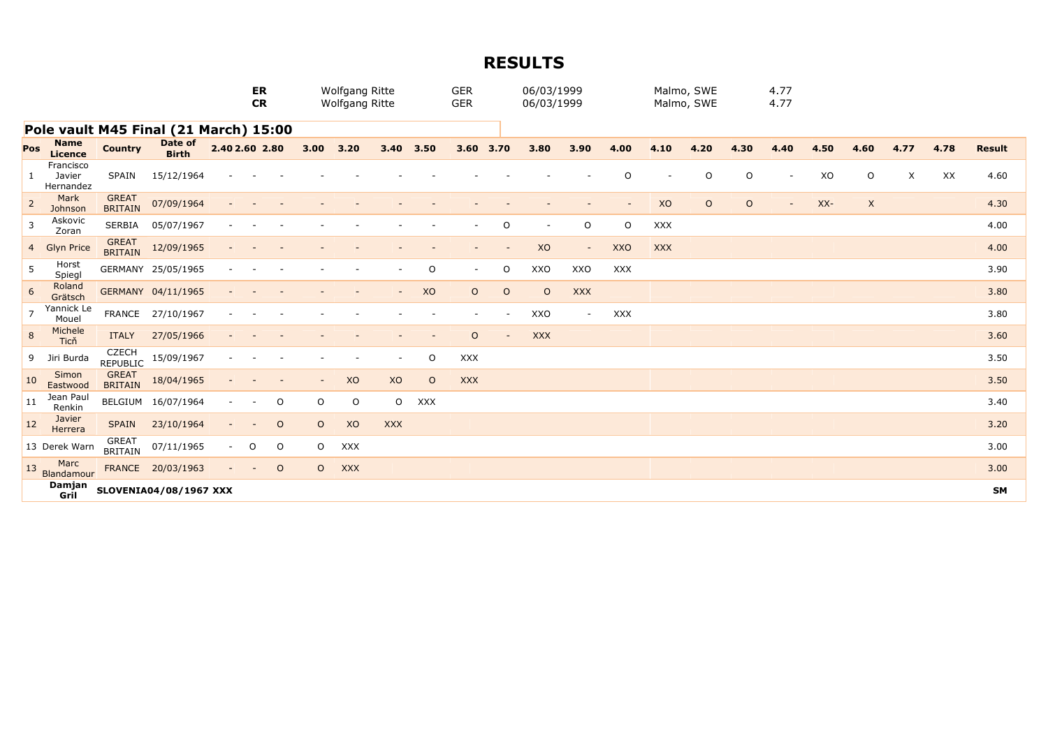# RESULTS

| | | | | | |
|---|---|---|---|---|---|
| **ER** | Wolfgang Ritte | GER | 06/03/1999 | Malmo, SWE | 4.77 |
| **CR** | Wolfgang Ritte | GER | 06/03/1999 | Malmo, SWE | 4.77 |

## Pole vault M45 Final (21 March) 15:00

| Pos | Name Licence | Country | Date of Birth | 2.40 | 2.60 | 2.80 | 3.00 | 3.20 | 3.40 | 3.50 | 3.60 | 3.70 | 3.80 | 3.90 | 4.00 | 4.10 | 4.20 | 4.30 | 4.40 | 4.50 | 4.60 | 4.77 | 4.78 | Result |
|---|---|---|---|---|---|---|---|---|---|---|---|---|---|---|---|---|---|---|---|---|---|---|---|---|
| 1 | Francisco Javier Hernandez | SPAIN | 15/12/1964 | - | - | - | - | - | - | - | - | - | - | - | O | - | O | O | - | XO | O | X | XX | 4.60 |
| 2 | Mark Johnson | GREAT BRITAIN | 07/09/1964 | - | - | - | - | - | - | - | - | - | - | - | - | XO | O | O | - | XX- | X | | | 4.30 |
| 3 | Askovic Zoran | SERBIA | 05/07/1967 | - | - | - | - | - | - | - | - | O | - | O | O | XXX | | | | | | | | 4.00 |
| 4 | Glyn Price | GREAT BRITAIN | 12/09/1965 | - | - | - | - | - | - | - | - | - | XO | - | XXO | XXX | | | | | | | | 4.00 |
| 5 | Horst Spiegl | GERMANY | 25/05/1965 | - | - | - | - | - | - | O | - | O | XXO | XXO | XXX | | | | | | | | | 3.90 |
| 6 | Roland Grätsch | GERMANY | 04/11/1965 | - | - | - | - | - | - | XO | O | O | O | XXX | | | | | | | | | | 3.80 |
| 7 | Yannick Le Mouel | FRANCE | 27/10/1967 | - | - | - | - | - | - | - | - | - | XXO | - | XXX | | | | | | | | | 3.80 |
| 8 | Michele Tičň | ITALY | 27/05/1966 | - | - | - | - | - | - | - | O | - | XXX | | | | | | | | | | | 3.60 |
| 9 | Jiri Burda | CZECH REPUBLIC | 15/09/1967 | - | - | - | - | - | - | O | XXX | | | | | | | | | | | | | 3.50 |
| 10 | Simon Eastwood | GREAT BRITAIN | 18/04/1965 | - | - | - | - | XO | XO | O | XXX | | | | | | | | | | | | | 3.50 |
| 11 | Jean Paul Renkin | BELGIUM | 16/07/1964 | - | - | O | O | O | O | XXX | | | | | | | | | | | | | | 3.40 |
| 12 | Javier Herrera | SPAIN | 23/10/1964 | - | - | O | O | XO | XXX | | | | | | | | | | | | | | | 3.20 |
| 13 | Derek Warn | GREAT BRITAIN | 07/11/1965 | - | O | O | O | XXX | | | | | | | | | | | | | | | | 3.00 |
| 13 | Marc Blandamour | FRANCE | 20/03/1963 | - | - | O | O | XXX | | | | | | | | | | | | | | | | 3.00 |
| | **Damjan Gril** | **SLOVENIA** | **04/08/1967** | **XXX** | | | | | | | | | | | | | | | | | | | | **SM** |